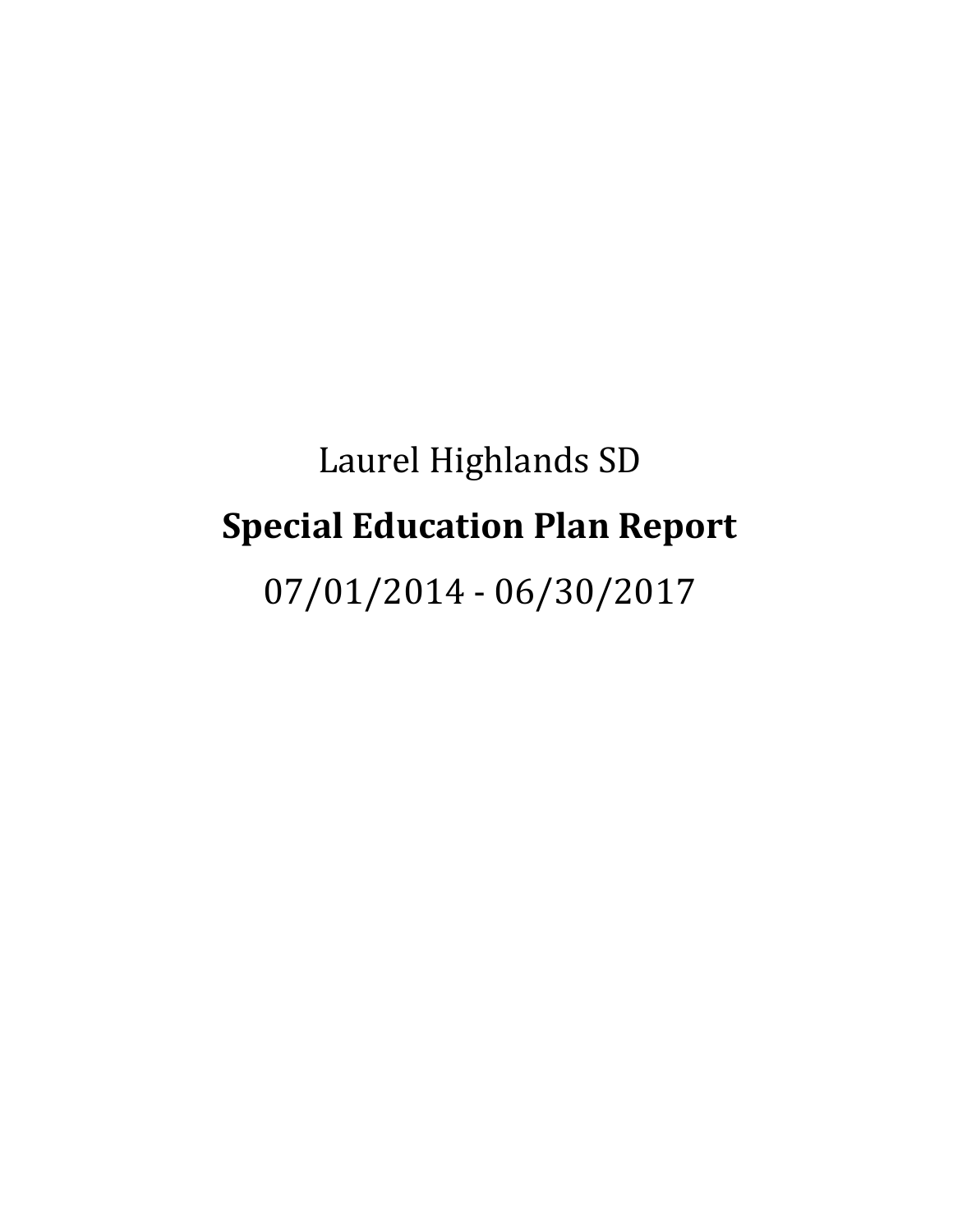Laurel Highlands SD

# Special Education Plan Report

07/01/2014 - 06/30/2017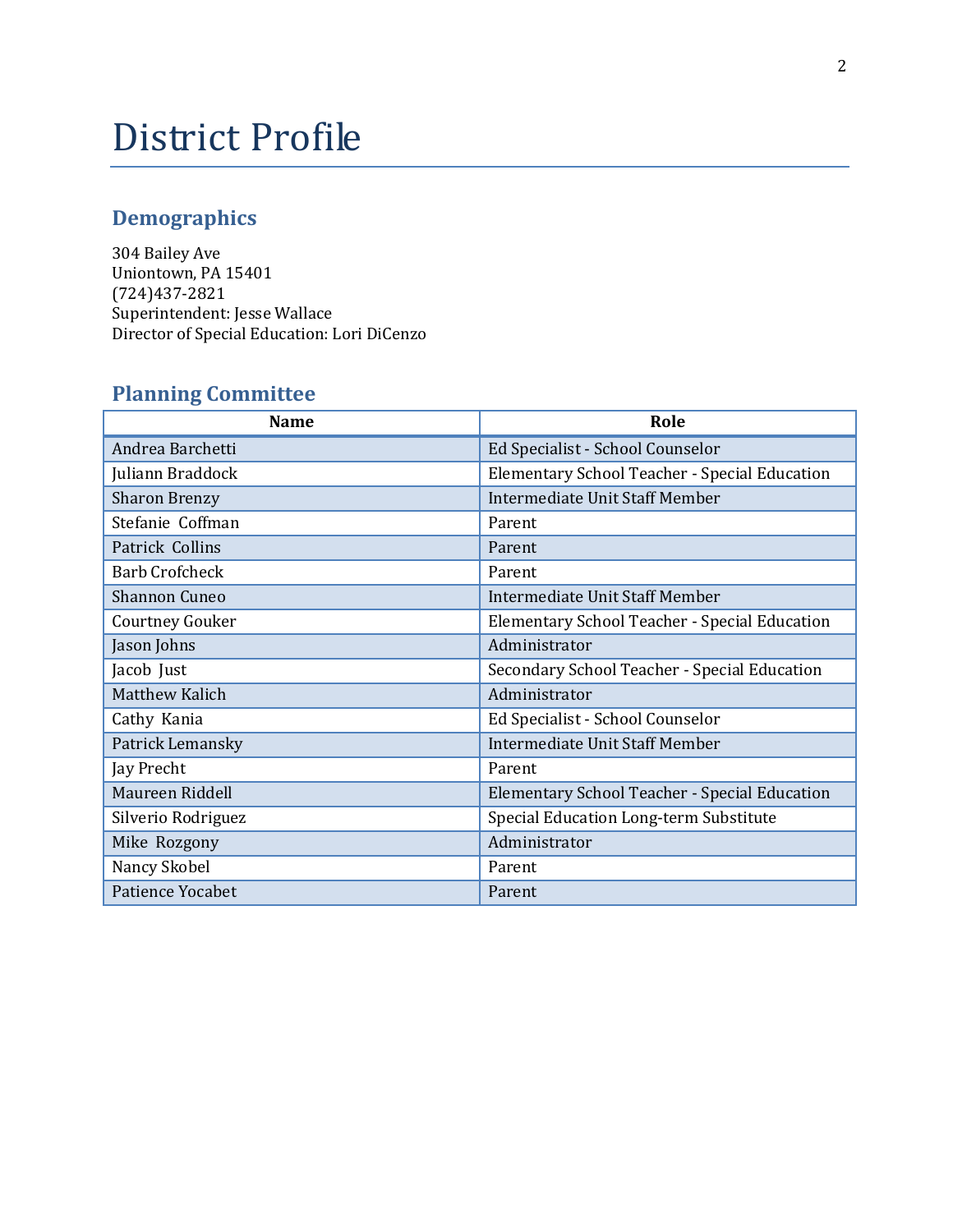# District Profile

## Demographics

304 Bailey Ave
Uniontown, PA 15401
(724)437-2821
Superintendent: Jesse Wallace
Director of Special Education: Lori DiCenzo

## Planning Committee

| Name | Role |
| --- | --- |
| Andrea Barchetti | Ed Specialist - School Counselor |
| Juliann Braddock | Elementary School Teacher - Special Education |
| Sharon Brenzy | Intermediate Unit Staff Member |
| Stefanie Coffman | Parent |
| Patrick Collins | Parent |
| Barb Crofcheck | Parent |
| Shannon Cuneo | Intermediate Unit Staff Member |
| Courtney Gouker | Elementary School Teacher - Special Education |
| Jason Johns | Administrator |
| Jacob Just | Secondary School Teacher - Special Education |
| Matthew Kalich | Administrator |
| Cathy Kania | Ed Specialist - School Counselor |
| Patrick Lemansky | Intermediate Unit Staff Member |
| Jay Precht | Parent |
| Maureen Riddell | Elementary School Teacher - Special Education |
| Silverio Rodriguez | Special Education Long-term Substitute |
| Mike Rozgony | Administrator |
| Nancy Skobel | Parent |
| Patience Yocabet | Parent |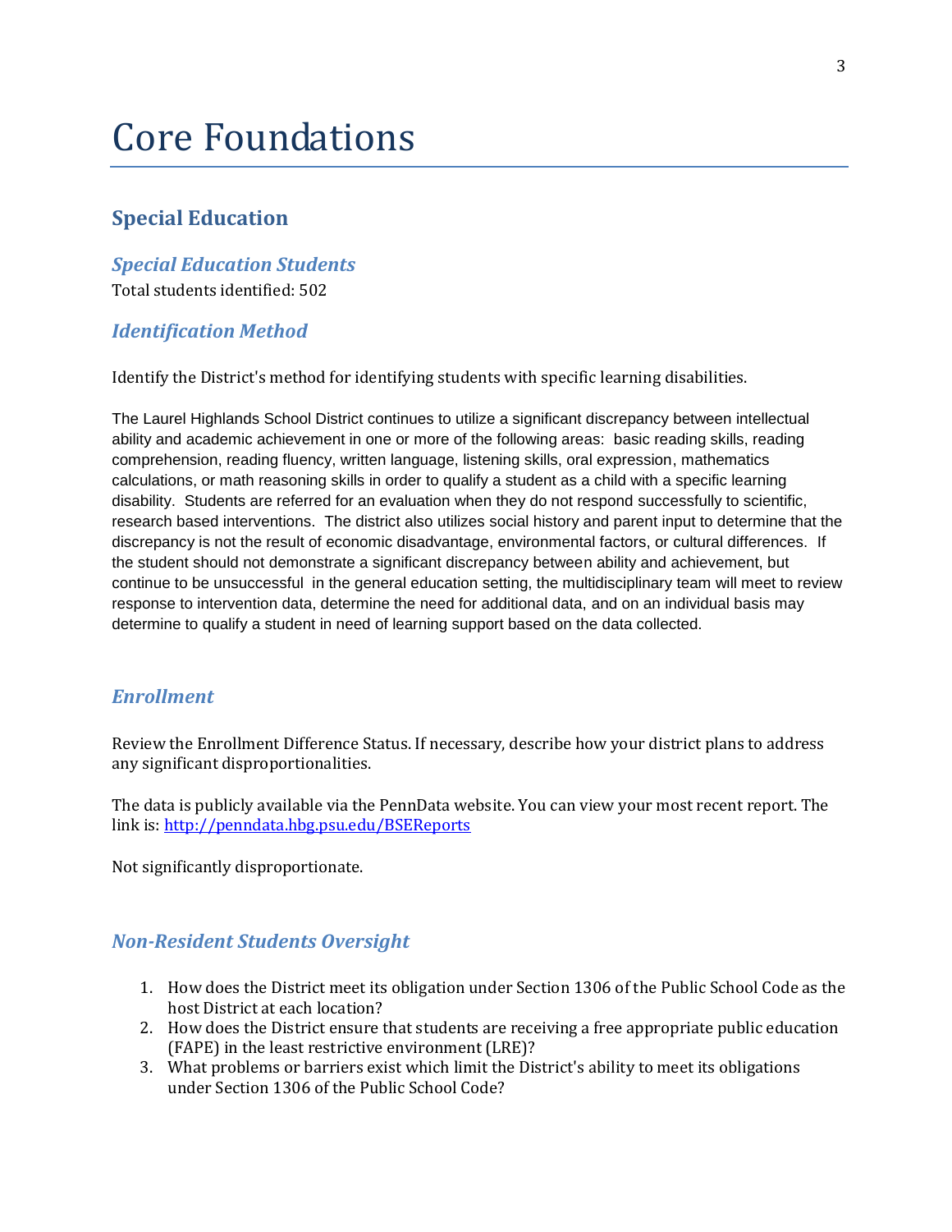# Core Foundations

## Special Education

### *Special Education Students*

Total students identified: 502

### *Identification Method*

Identify the District's method for identifying students with specific learning disabilities.

The Laurel Highlands School District continues to utilize a significant discrepancy between intellectual ability and academic achievement in one or more of the following areas:  basic reading skills, reading comprehension, reading fluency, written language, listening skills, oral expression, mathematics calculations, or math reasoning skills in order to qualify a student as a child with a specific learning disability.  Students are referred for an evaluation when they do not respond successfully to scientific, research based interventions.  The district also utilizes social history and parent input to determine that the discrepancy is not the result of economic disadvantage, environmental factors, or cultural differences.  If the student should not demonstrate a significant discrepancy between ability and achievement, but continue to be unsuccessful  in the general education setting, the multidisciplinary team will meet to review response to intervention data, determine the need for additional data, and on an individual basis may determine to qualify a student in need of learning support based on the data collected.

### *Enrollment*

Review the Enrollment Difference Status. If necessary, describe how your district plans to address any significant disproportionalities.

The data is publicly available via the PennData website. You can view your most recent report. The link is: [http://penndata.hbg.psu.edu/BSEReports](http://penndata.hbg.psu.edu/BSEReports)

Not significantly disproportionate.

### *Non-Resident Students Oversight*

1. How does the District meet its obligation under Section 1306 of the Public School Code as the host District at each location?
2. How does the District ensure that students are receiving a free appropriate public education (FAPE) in the least restrictive environment (LRE)?
3. What problems or barriers exist which limit the District's ability to meet its obligations under Section 1306 of the Public School Code?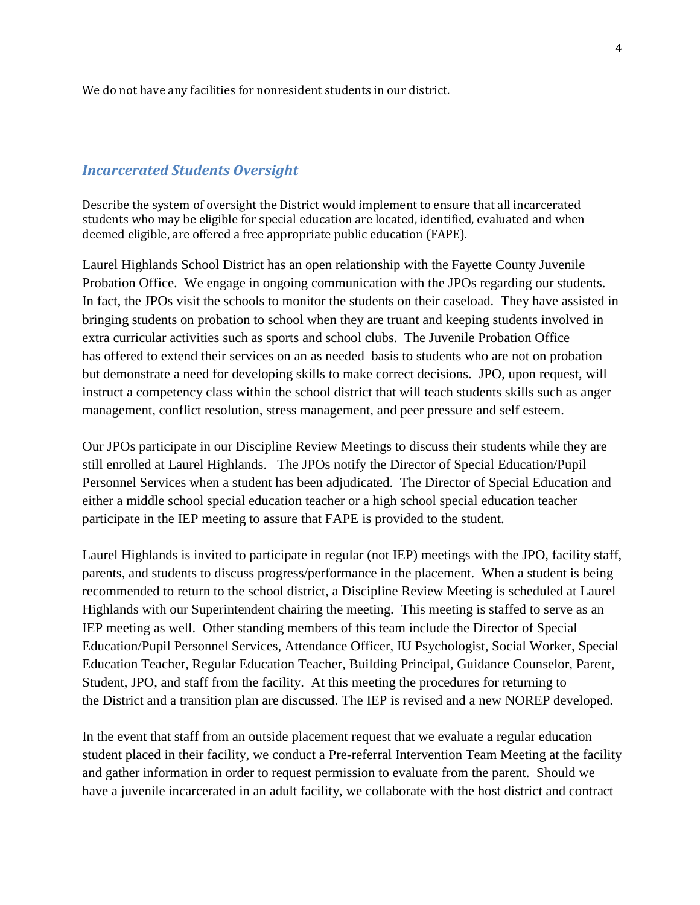We do not have any facilities for nonresident students in our district.

## *Incarcerated Students Oversight*

Describe the system of oversight the District would implement to ensure that all incarcerated students who may be eligible for special education are located, identified, evaluated and when deemed eligible, are offered a free appropriate public education (FAPE).

Laurel Highlands School District has an open relationship with the Fayette County Juvenile Probation Office. We engage in ongoing communication with the JPOs regarding our students. In fact, the JPOs visit the schools to monitor the students on their caseload. They have assisted in bringing students on probation to school when they are truant and keeping students involved in extra curricular activities such as sports and school clubs. The Juvenile Probation Office has offered to extend their services on an as needed basis to students who are not on probation but demonstrate a need for developing skills to make correct decisions. JPO, upon request, will instruct a competency class within the school district that will teach students skills such as anger management, conflict resolution, stress management, and peer pressure and self esteem.

Our JPOs participate in our Discipline Review Meetings to discuss their students while they are still enrolled at Laurel Highlands. The JPOs notify the Director of Special Education/Pupil Personnel Services when a student has been adjudicated. The Director of Special Education and either a middle school special education teacher or a high school special education teacher participate in the IEP meeting to assure that FAPE is provided to the student.

Laurel Highlands is invited to participate in regular (not IEP) meetings with the JPO, facility staff, parents, and students to discuss progress/performance in the placement. When a student is being recommended to return to the school district, a Discipline Review Meeting is scheduled at Laurel Highlands with our Superintendent chairing the meeting. This meeting is staffed to serve as an IEP meeting as well. Other standing members of this team include the Director of Special Education/Pupil Personnel Services, Attendance Officer, IU Psychologist, Social Worker, Special Education Teacher, Regular Education Teacher, Building Principal, Guidance Counselor, Parent, Student, JPO, and staff from the facility. At this meeting the procedures for returning to the District and a transition plan are discussed. The IEP is revised and a new NOREP developed.

In the event that staff from an outside placement request that we evaluate a regular education student placed in their facility, we conduct a Pre-referral Intervention Team Meeting at the facility and gather information in order to request permission to evaluate from the parent. Should we have a juvenile incarcerated in an adult facility, we collaborate with the host district and contract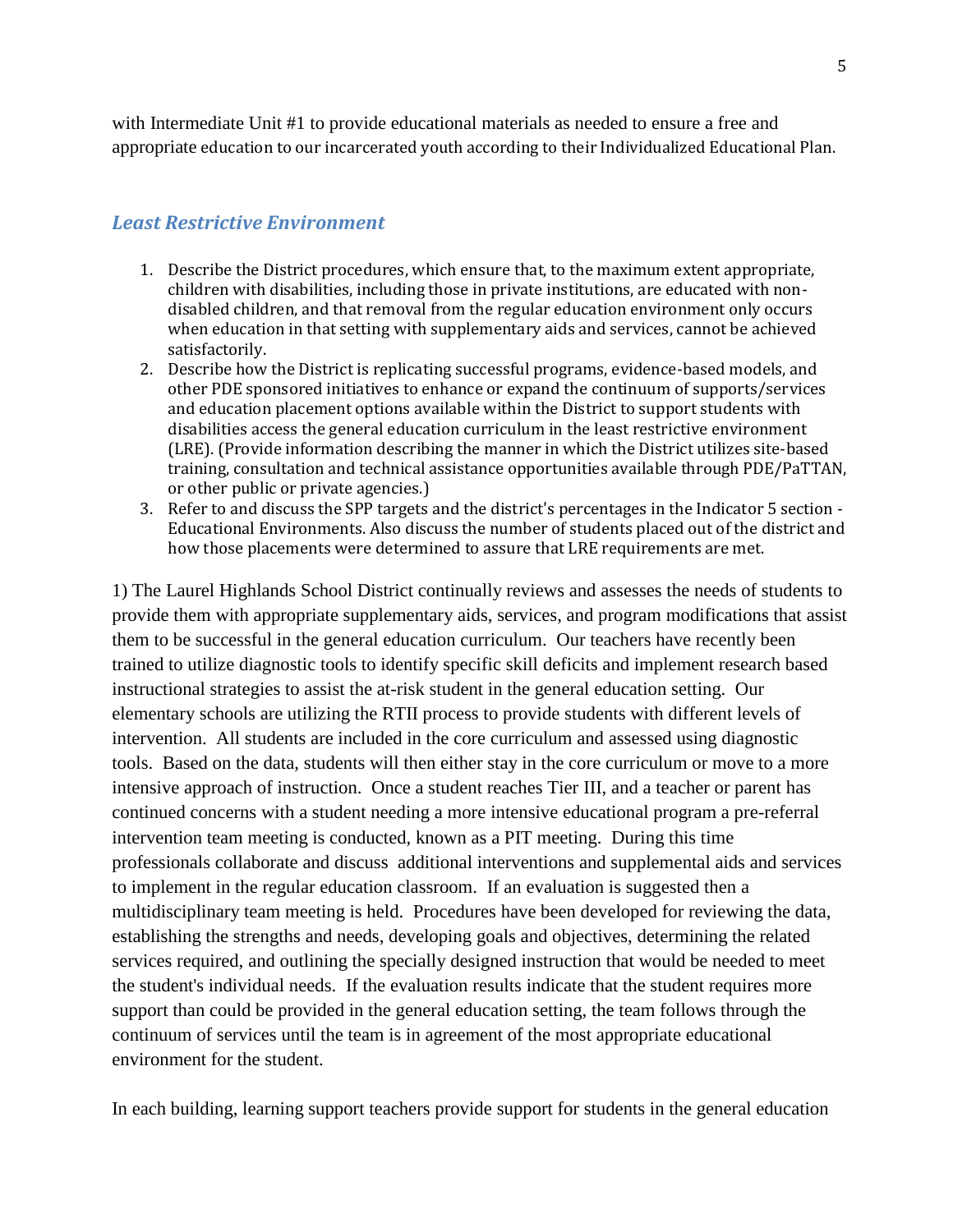with Intermediate Unit #1 to provide educational materials as needed to ensure a free and appropriate education to our incarcerated youth according to their Individualized Educational Plan.

### *Least Restrictive Environment*

1. Describe the District procedures, which ensure that, to the maximum extent appropriate, children with disabilities, including those in private institutions, are educated with non-disabled children, and that removal from the regular education environment only occurs when education in that setting with supplementary aids and services, cannot be achieved satisfactorily.
2. Describe how the District is replicating successful programs, evidence-based models, and other PDE sponsored initiatives to enhance or expand the continuum of supports/services and education placement options available within the District to support students with disabilities access the general education curriculum in the least restrictive environment (LRE). (Provide information describing the manner in which the District utilizes site-based training, consultation and technical assistance opportunities available through PDE/PaTTAN, or other public or private agencies.)
3. Refer to and discuss the SPP targets and the district's percentages in the Indicator 5 section - Educational Environments. Also discuss the number of students placed out of the district and how those placements were determined to assure that LRE requirements are met.

1) The Laurel Highlands School District continually reviews and assesses the needs of students to provide them with appropriate supplementary aids, services, and program modifications that assist them to be successful in the general education curriculum. Our teachers have recently been trained to utilize diagnostic tools to identify specific skill deficits and implement research based instructional strategies to assist the at-risk student in the general education setting. Our elementary schools are utilizing the RTII process to provide students with different levels of intervention. All students are included in the core curriculum and assessed using diagnostic tools. Based on the data, students will then either stay in the core curriculum or move to a more intensive approach of instruction. Once a student reaches Tier III, and a teacher or parent has continued concerns with a student needing a more intensive educational program a pre-referral intervention team meeting is conducted, known as a PIT meeting. During this time professionals collaborate and discuss additional interventions and supplemental aids and services to implement in the regular education classroom. If an evaluation is suggested then a multidisciplinary team meeting is held. Procedures have been developed for reviewing the data, establishing the strengths and needs, developing goals and objectives, determining the related services required, and outlining the specially designed instruction that would be needed to meet the student's individual needs. If the evaluation results indicate that the student requires more support than could be provided in the general education setting, the team follows through the continuum of services until the team is in agreement of the most appropriate educational environment for the student.

In each building, learning support teachers provide support for students in the general education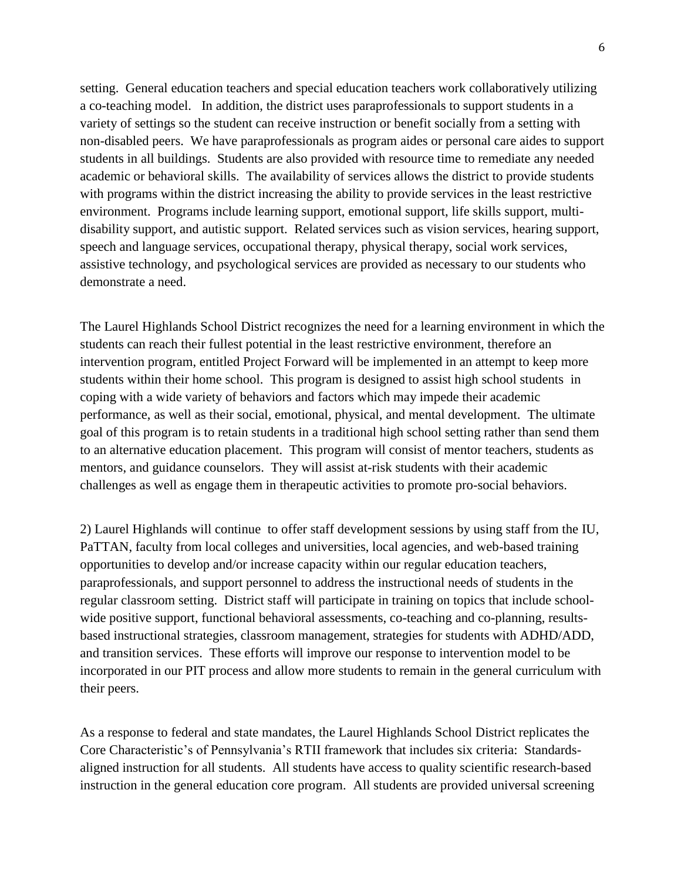setting. General education teachers and special education teachers work collaboratively utilizing a co-teaching model. In addition, the district uses paraprofessionals to support students in a variety of settings so the student can receive instruction or benefit socially from a setting with non-disabled peers. We have paraprofessionals as program aides or personal care aides to support students in all buildings. Students are also provided with resource time to remediate any needed academic or behavioral skills. The availability of services allows the district to provide students with programs within the district increasing the ability to provide services in the least restrictive environment. Programs include learning support, emotional support, life skills support, multi-disability support, and autistic support. Related services such as vision services, hearing support, speech and language services, occupational therapy, physical therapy, social work services, assistive technology, and psychological services are provided as necessary to our students who demonstrate a need.

The Laurel Highlands School District recognizes the need for a learning environment in which the students can reach their fullest potential in the least restrictive environment, therefore an intervention program, entitled Project Forward will be implemented in an attempt to keep more students within their home school. This program is designed to assist high school students in coping with a wide variety of behaviors and factors which may impede their academic performance, as well as their social, emotional, physical, and mental development. The ultimate goal of this program is to retain students in a traditional high school setting rather than send them to an alternative education placement. This program will consist of mentor teachers, students as mentors, and guidance counselors. They will assist at-risk students with their academic challenges as well as engage them in therapeutic activities to promote pro-social behaviors.

2) Laurel Highlands will continue to offer staff development sessions by using staff from the IU, PaTTAN, faculty from local colleges and universities, local agencies, and web-based training opportunities to develop and/or increase capacity within our regular education teachers, paraprofessionals, and support personnel to address the instructional needs of students in the regular classroom setting. District staff will participate in training on topics that include school-wide positive support, functional behavioral assessments, co-teaching and co-planning, results-based instructional strategies, classroom management, strategies for students with ADHD/ADD, and transition services. These efforts will improve our response to intervention model to be incorporated in our PIT process and allow more students to remain in the general curriculum with their peers.

As a response to federal and state mandates, the Laurel Highlands School District replicates the Core Characteristic's of Pennsylvania's RTII framework that includes six criteria: Standards-aligned instruction for all students. All students have access to quality scientific research-based instruction in the general education core program. All students are provided universal screening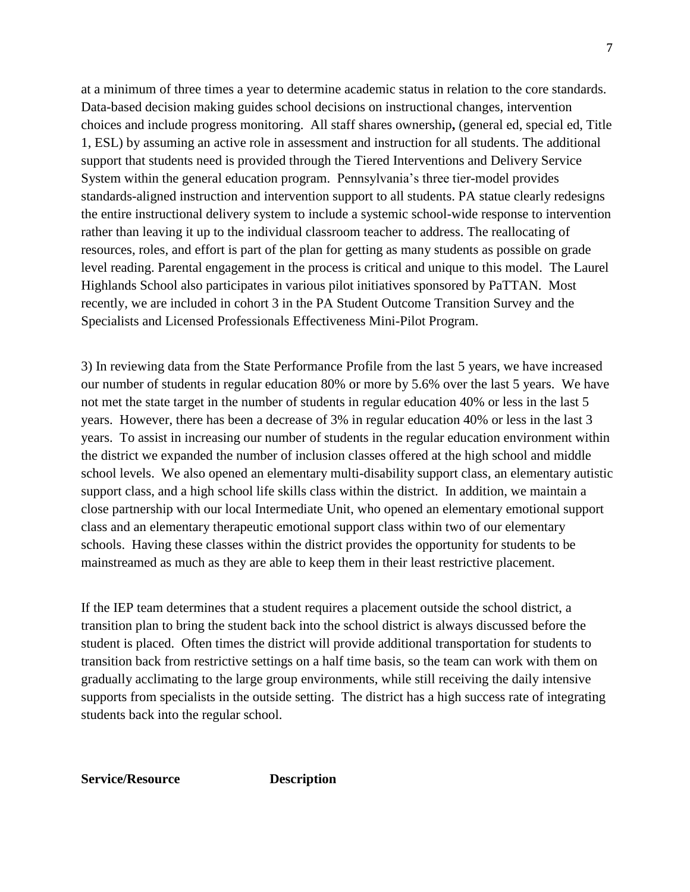at a minimum of three times a year to determine academic status in relation to the core standards. Data-based decision making guides school decisions on instructional changes, intervention choices and include progress monitoring. All staff shares ownership**,** (general ed, special ed, Title 1, ESL) by assuming an active role in assessment and instruction for all students. The additional support that students need is provided through the Tiered Interventions and Delivery Service System within the general education program. Pennsylvania's three tier-model provides standards-aligned instruction and intervention support to all students. PA statue clearly redesigns the entire instructional delivery system to include a systemic school-wide response to intervention rather than leaving it up to the individual classroom teacher to address. The reallocating of resources, roles, and effort is part of the plan for getting as many students as possible on grade level reading. Parental engagement in the process is critical and unique to this model. The Laurel Highlands School also participates in various pilot initiatives sponsored by PaTTAN. Most recently, we are included in cohort 3 in the PA Student Outcome Transition Survey and the Specialists and Licensed Professionals Effectiveness Mini-Pilot Program.

3) In reviewing data from the State Performance Profile from the last 5 years, we have increased our number of students in regular education 80% or more by 5.6% over the last 5 years. We have not met the state target in the number of students in regular education 40% or less in the last 5 years. However, there has been a decrease of 3% in regular education 40% or less in the last 3 years. To assist in increasing our number of students in the regular education environment within the district we expanded the number of inclusion classes offered at the high school and middle school levels. We also opened an elementary multi-disability support class, an elementary autistic support class, and a high school life skills class within the district. In addition, we maintain a close partnership with our local Intermediate Unit, who opened an elementary emotional support class and an elementary therapeutic emotional support class within two of our elementary schools. Having these classes within the district provides the opportunity for students to be mainstreamed as much as they are able to keep them in their least restrictive placement.

If the IEP team determines that a student requires a placement outside the school district, a transition plan to bring the student back into the school district is always discussed before the student is placed. Often times the district will provide additional transportation for students to transition back from restrictive settings on a half time basis, so the team can work with them on gradually acclimating to the large group environments, while still receiving the daily intensive supports from specialists in the outside setting. The district has a high success rate of integrating students back into the regular school.

| **Service/Resource** | **Description** |
|---|---|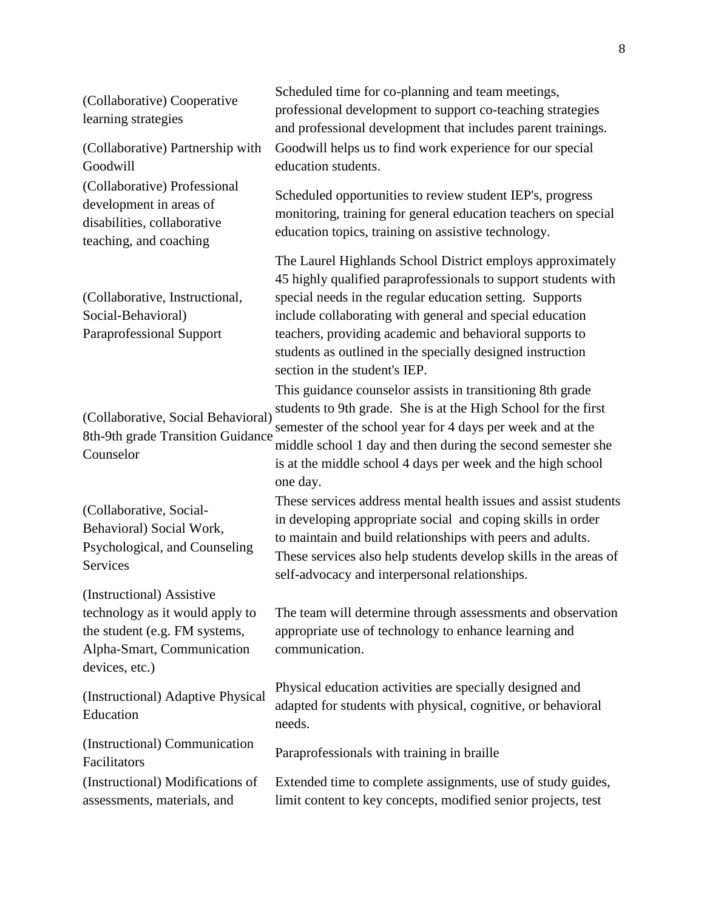| | |
|---|---|
| (Collaborative) Cooperative learning strategies | Scheduled time for co-planning and team meetings, professional development to support co-teaching strategies and professional development that includes parent trainings. |
| (Collaborative) Partnership with Goodwill | Goodwill helps us to find work experience for our special education students. |
| (Collaborative) Professional development in areas of disabilities, collaborative teaching, and coaching | Scheduled opportunities to review student IEP's, progress monitoring, training for general education teachers on special education topics, training on assistive technology. |
| (Collaborative, Instructional, Social-Behavioral) Paraprofessional Support | The Laurel Highlands School District employs approximately 45 highly qualified paraprofessionals to support students with special needs in the regular education setting. Supports include collaborating with general and special education teachers, providing academic and behavioral supports to students as outlined in the specially designed instruction section in the student's IEP. |
| (Collaborative, Social Behavioral) 8th-9th grade Transition Guidance Counselor | This guidance counselor assists in transitioning 8th grade students to 9th grade. She is at the High School for the first semester of the school year for 4 days per week and at the middle school 1 day and then during the second semester she is at the middle school 4 days per week and the high school one day. |
| (Collaborative, Social-Behavioral) Social Work, Psychological, and Counseling Services | These services address mental health issues and assist students in developing appropriate social and coping skills in order to maintain and build relationships with peers and adults. These services also help students develop skills in the areas of self-advocacy and interpersonal relationships. |
| (Instructional) Assistive technology as it would apply to the student (e.g. FM systems, Alpha-Smart, Communication devices, etc.) | The team will determine through assessments and observation appropriate use of technology to enhance learning and communication. |
| (Instructional) Adaptive Physical Education | Physical education activities are specially designed and adapted for students with physical, cognitive, or behavioral needs. |
| (Instructional) Communication Facilitators | Paraprofessionals with training in braille |
| (Instructional) Modifications of assessments, materials, and | Extended time to complete assignments, use of study guides, limit content to key concepts, modified senior projects, test |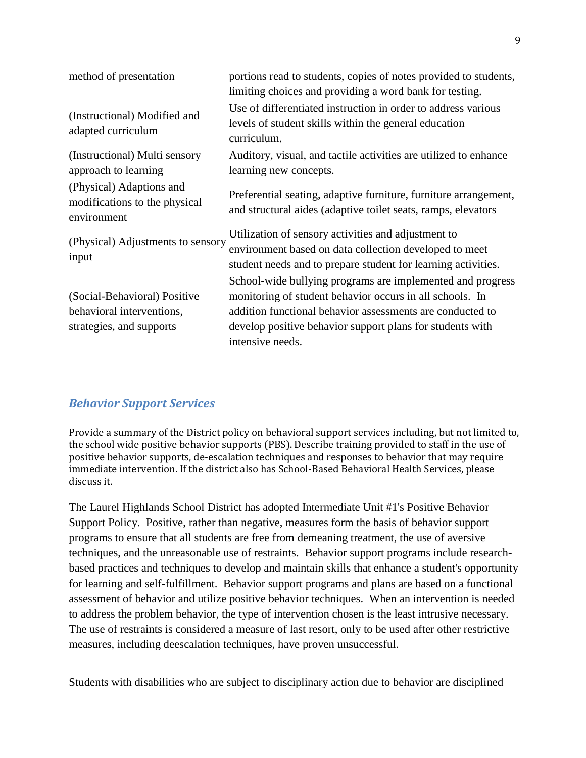| | |
|---|---|
| method of presentation | portions read to students, copies of notes provided to students, limiting choices and providing a word bank for testing. |
| (Instructional) Modified and adapted curriculum | Use of differentiated instruction in order to address various levels of student skills within the general education curriculum. |
| (Instructional) Multi sensory approach to learning | Auditory, visual, and tactile activities are utilized to enhance learning new concepts. |
| (Physical) Adaptions and modifications to the physical environment | Preferential seating, adaptive furniture, furniture arrangement, and structural aides (adaptive toilet seats, ramps, elevators |
| (Physical) Adjustments to sensory input | Utilization of sensory activities and adjustment to environment based on data collection developed to meet student needs and to prepare student for learning activities. |
| (Social-Behavioral) Positive behavioral interventions, strategies, and supports | School-wide bullying programs are implemented and progress monitoring of student behavior occurs in all schools. In addition functional behavior assessments are conducted to develop positive behavior support plans for students with intensive needs. |

## *Behavior Support Services*

Provide a summary of the District policy on behavioral support services including, but not limited to, the school wide positive behavior supports (PBS). Describe training provided to staff in the use of positive behavior supports, de-escalation techniques and responses to behavior that may require immediate intervention. If the district also has School-Based Behavioral Health Services, please discuss it.

The Laurel Highlands School District has adopted Intermediate Unit #1's Positive Behavior Support Policy. Positive, rather than negative, measures form the basis of behavior support programs to ensure that all students are free from demeaning treatment, the use of aversive techniques, and the unreasonable use of restraints. Behavior support programs include research-based practices and techniques to develop and maintain skills that enhance a student's opportunity for learning and self-fulfillment. Behavior support programs and plans are based on a functional assessment of behavior and utilize positive behavior techniques. When an intervention is needed to address the problem behavior, the type of intervention chosen is the least intrusive necessary. The use of restraints is considered a measure of last resort, only to be used after other restrictive measures, including deescalation techniques, have proven unsuccessful.

Students with disabilities who are subject to disciplinary action due to behavior are disciplined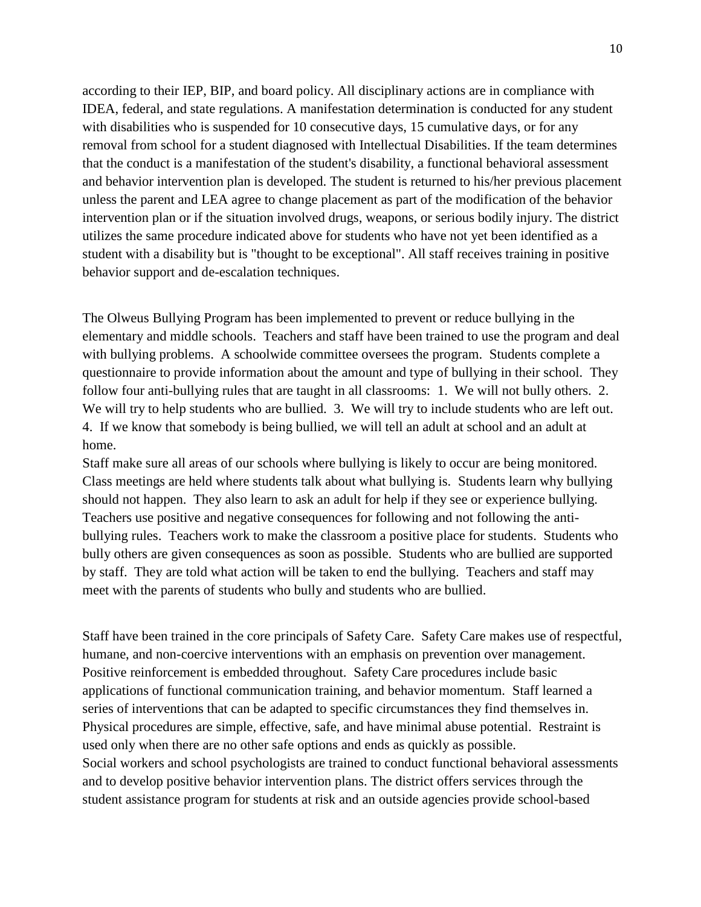according to their IEP, BIP, and board policy. All disciplinary actions are in compliance with IDEA, federal, and state regulations. A manifestation determination is conducted for any student with disabilities who is suspended for 10 consecutive days, 15 cumulative days, or for any removal from school for a student diagnosed with Intellectual Disabilities. If the team determines that the conduct is a manifestation of the student's disability, a functional behavioral assessment and behavior intervention plan is developed. The student is returned to his/her previous placement unless the parent and LEA agree to change placement as part of the modification of the behavior intervention plan or if the situation involved drugs, weapons, or serious bodily injury. The district utilizes the same procedure indicated above for students who have not yet been identified as a student with a disability but is "thought to be exceptional". All staff receives training in positive behavior support and de-escalation techniques.

The Olweus Bullying Program has been implemented to prevent or reduce bullying in the elementary and middle schools. Teachers and staff have been trained to use the program and deal with bullying problems. A schoolwide committee oversees the program. Students complete a questionnaire to provide information about the amount and type of bullying in their school. They follow four anti-bullying rules that are taught in all classrooms: 1. We will not bully others. 2. We will try to help students who are bullied. 3. We will try to include students who are left out. 4. If we know that somebody is being bullied, we will tell an adult at school and an adult at home.

Staff make sure all areas of our schools where bullying is likely to occur are being monitored. Class meetings are held where students talk about what bullying is. Students learn why bullying should not happen. They also learn to ask an adult for help if they see or experience bullying. Teachers use positive and negative consequences for following and not following the anti-bullying rules. Teachers work to make the classroom a positive place for students. Students who bully others are given consequences as soon as possible. Students who are bullied are supported by staff. They are told what action will be taken to end the bullying. Teachers and staff may meet with the parents of students who bully and students who are bullied.

Staff have been trained in the core principals of Safety Care. Safety Care makes use of respectful, humane, and non-coercive interventions with an emphasis on prevention over management. Positive reinforcement is embedded throughout. Safety Care procedures include basic applications of functional communication training, and behavior momentum. Staff learned a series of interventions that can be adapted to specific circumstances they find themselves in. Physical procedures are simple, effective, safe, and have minimal abuse potential. Restraint is used only when there are no other safe options and ends as quickly as possible.

Social workers and school psychologists are trained to conduct functional behavioral assessments and to develop positive behavior intervention plans. The district offers services through the student assistance program for students at risk and an outside agencies provide school-based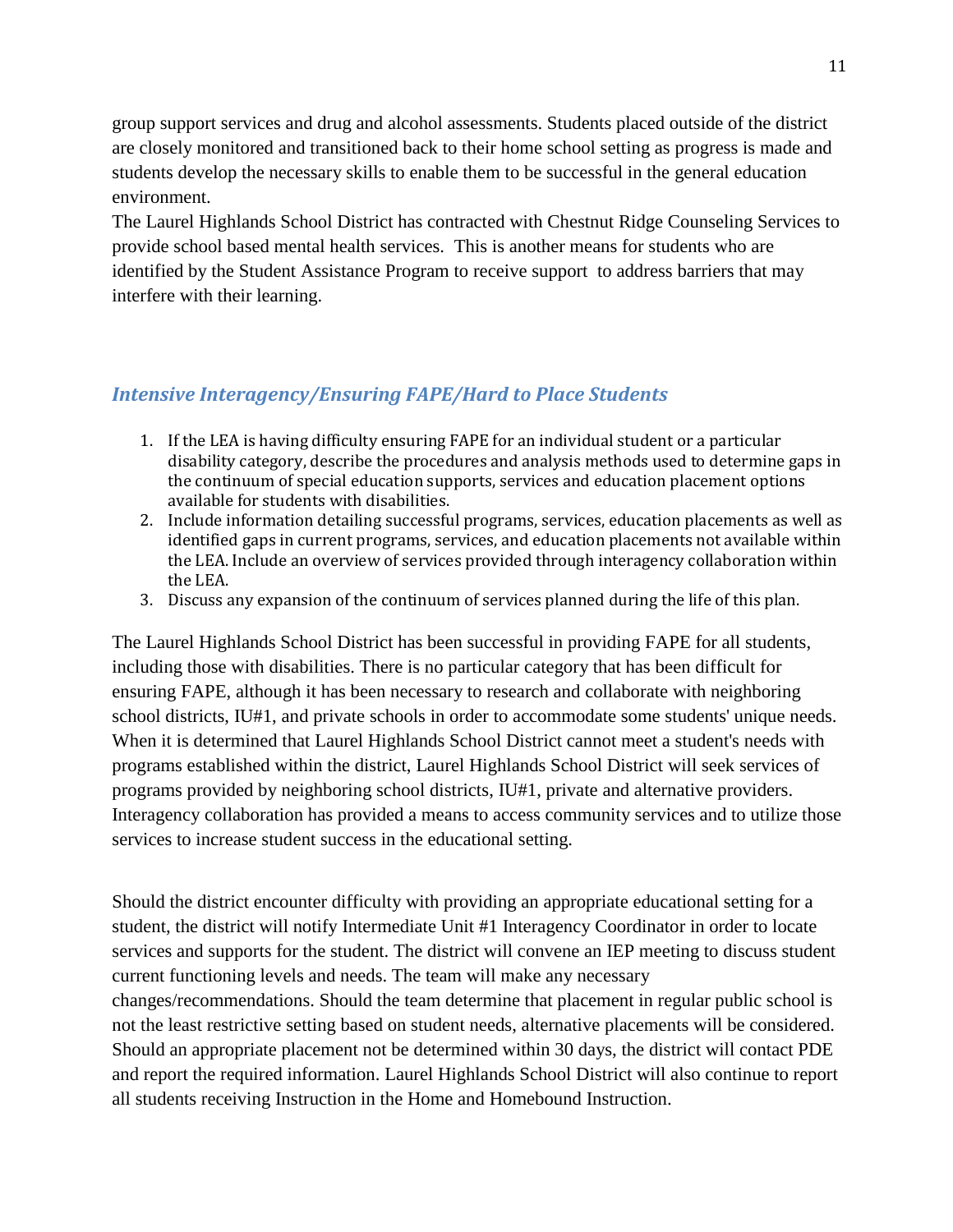group support services and drug and alcohol assessments. Students placed outside of the district are closely monitored and transitioned back to their home school setting as progress is made and students develop the necessary skills to enable them to be successful in the general education environment.
The Laurel Highlands School District has contracted with Chestnut Ridge Counseling Services to provide school based mental health services. This is another means for students who are identified by the Student Assistance Program to receive support to address barriers that may interfere with their learning.

## *Intensive Interagency/Ensuring FAPE/Hard to Place Students*

1. If the LEA is having difficulty ensuring FAPE for an individual student or a particular disability category, describe the procedures and analysis methods used to determine gaps in the continuum of special education supports, services and education placement options available for students with disabilities.
2. Include information detailing successful programs, services, education placements as well as identified gaps in current programs, services, and education placements not available within the LEA. Include an overview of services provided through interagency collaboration within the LEA.
3. Discuss any expansion of the continuum of services planned during the life of this plan.

The Laurel Highlands School District has been successful in providing FAPE for all students, including those with disabilities. There is no particular category that has been difficult for ensuring FAPE, although it has been necessary to research and collaborate with neighboring school districts, IU#1, and private schools in order to accommodate some students' unique needs. When it is determined that Laurel Highlands School District cannot meet a student's needs with programs established within the district, Laurel Highlands School District will seek services of programs provided by neighboring school districts, IU#1, private and alternative providers. Interagency collaboration has provided a means to access community services and to utilize those services to increase student success in the educational setting.

Should the district encounter difficulty with providing an appropriate educational setting for a student, the district will notify Intermediate Unit #1 Interagency Coordinator in order to locate services and supports for the student. The district will convene an IEP meeting to discuss student current functioning levels and needs. The team will make any necessary changes/recommendations. Should the team determine that placement in regular public school is not the least restrictive setting based on student needs, alternative placements will be considered. Should an appropriate placement not be determined within 30 days, the district will contact PDE and report the required information. Laurel Highlands School District will also continue to report all students receiving Instruction in the Home and Homebound Instruction.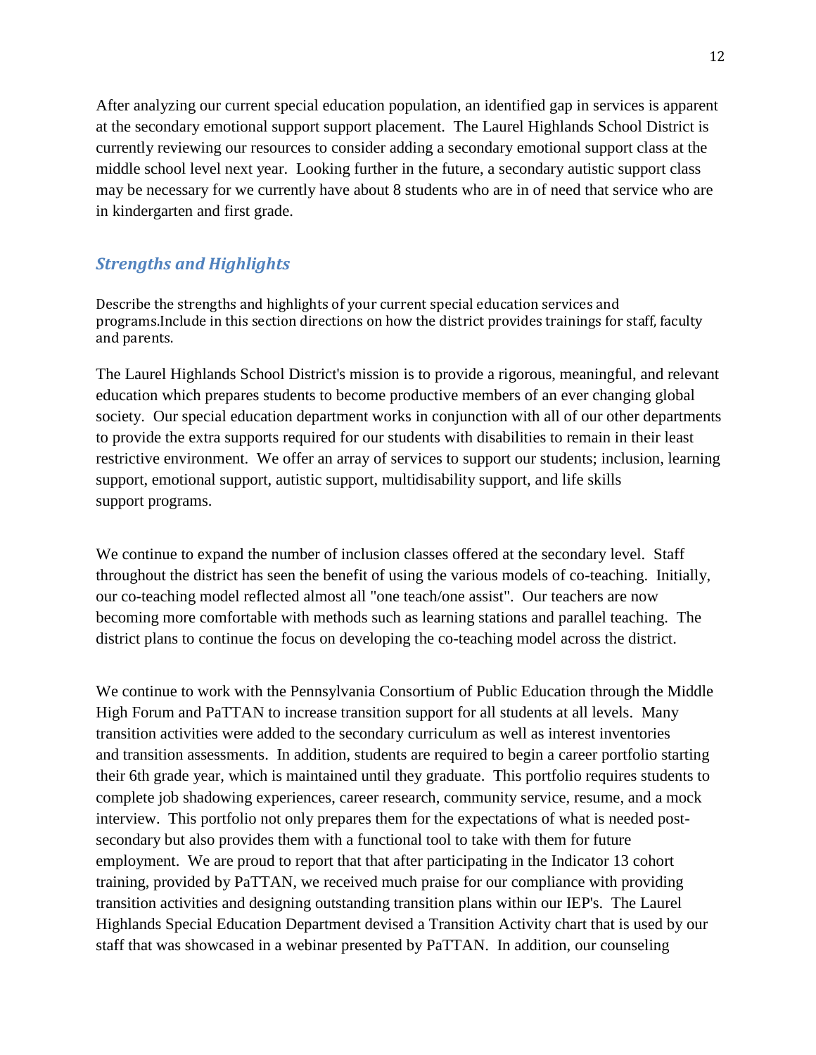After analyzing our current special education population, an identified gap in services is apparent at the secondary emotional support support placement. The Laurel Highlands School District is currently reviewing our resources to consider adding a secondary emotional support class at the middle school level next year. Looking further in the future, a secondary autistic support class may be necessary for we currently have about 8 students who are in of need that service who are in kindergarten and first grade.

## *Strengths and Highlights*

Describe the strengths and highlights of your current special education services and programs.Include in this section directions on how the district provides trainings for staff, faculty and parents.

The Laurel Highlands School District's mission is to provide a rigorous, meaningful, and relevant education which prepares students to become productive members of an ever changing global society. Our special education department works in conjunction with all of our other departments to provide the extra supports required for our students with disabilities to remain in their least restrictive environment. We offer an array of services to support our students; inclusion, learning support, emotional support, autistic support, multidisability support, and life skills support programs.

We continue to expand the number of inclusion classes offered at the secondary level. Staff throughout the district has seen the benefit of using the various models of co-teaching. Initially, our co-teaching model reflected almost all "one teach/one assist". Our teachers are now becoming more comfortable with methods such as learning stations and parallel teaching. The district plans to continue the focus on developing the co-teaching model across the district.

We continue to work with the Pennsylvania Consortium of Public Education through the Middle High Forum and PaTTAN to increase transition support for all students at all levels. Many transition activities were added to the secondary curriculum as well as interest inventories and transition assessments. In addition, students are required to begin a career portfolio starting their 6th grade year, which is maintained until they graduate. This portfolio requires students to complete job shadowing experiences, career research, community service, resume, and a mock interview. This portfolio not only prepares them for the expectations of what is needed post-secondary but also provides them with a functional tool to take with them for future employment. We are proud to report that that after participating in the Indicator 13 cohort training, provided by PaTTAN, we received much praise for our compliance with providing transition activities and designing outstanding transition plans within our IEP's. The Laurel Highlands Special Education Department devised a Transition Activity chart that is used by our staff that was showcased in a webinar presented by PaTTAN. In addition, our counseling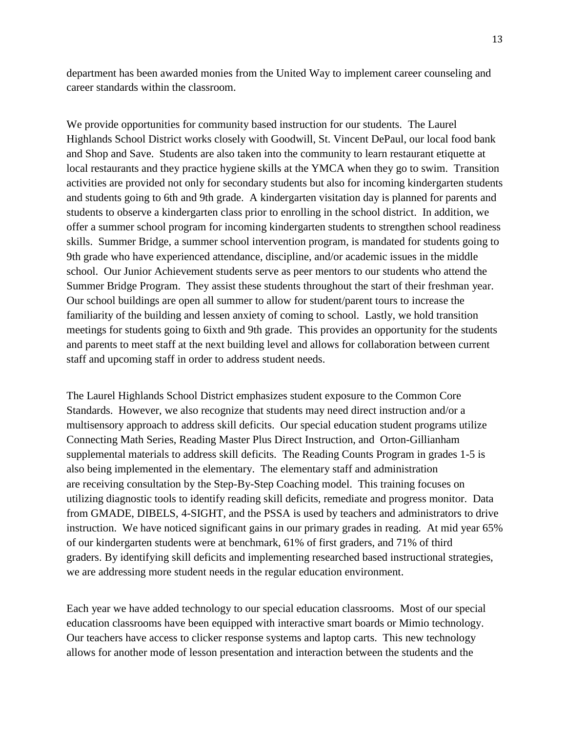department has been awarded monies from the United Way to implement career counseling and career standards within the classroom.

We provide opportunities for community based instruction for our students. The Laurel Highlands School District works closely with Goodwill, St. Vincent DePaul, our local food bank and Shop and Save. Students are also taken into the community to learn restaurant etiquette at local restaurants and they practice hygiene skills at the YMCA when they go to swim. Transition activities are provided not only for secondary students but also for incoming kindergarten students and students going to 6th and 9th grade. A kindergarten visitation day is planned for parents and students to observe a kindergarten class prior to enrolling in the school district. In addition, we offer a summer school program for incoming kindergarten students to strengthen school readiness skills. Summer Bridge, a summer school intervention program, is mandated for students going to 9th grade who have experienced attendance, discipline, and/or academic issues in the middle school. Our Junior Achievement students serve as peer mentors to our students who attend the Summer Bridge Program. They assist these students throughout the start of their freshman year. Our school buildings are open all summer to allow for student/parent tours to increase the familiarity of the building and lessen anxiety of coming to school. Lastly, we hold transition meetings for students going to 6ixth and 9th grade. This provides an opportunity for the students and parents to meet staff at the next building level and allows for collaboration between current staff and upcoming staff in order to address student needs.

The Laurel Highlands School District emphasizes student exposure to the Common Core Standards. However, we also recognize that students may need direct instruction and/or a multisensory approach to address skill deficits. Our special education student programs utilize Connecting Math Series, Reading Master Plus Direct Instruction, and Orton-Gillianham supplemental materials to address skill deficits. The Reading Counts Program in grades 1-5 is also being implemented in the elementary. The elementary staff and administration are receiving consultation by the Step-By-Step Coaching model. This training focuses on utilizing diagnostic tools to identify reading skill deficits, remediate and progress monitor. Data from GMADE, DIBELS, 4-SIGHT, and the PSSA is used by teachers and administrators to drive instruction. We have noticed significant gains in our primary grades in reading. At mid year 65% of our kindergarten students were at benchmark, 61% of first graders, and 71% of third graders. By identifying skill deficits and implementing researched based instructional strategies, we are addressing more student needs in the regular education environment.

Each year we have added technology to our special education classrooms. Most of our special education classrooms have been equipped with interactive smart boards or Mimio technology. Our teachers have access to clicker response systems and laptop carts. This new technology allows for another mode of lesson presentation and interaction between the students and the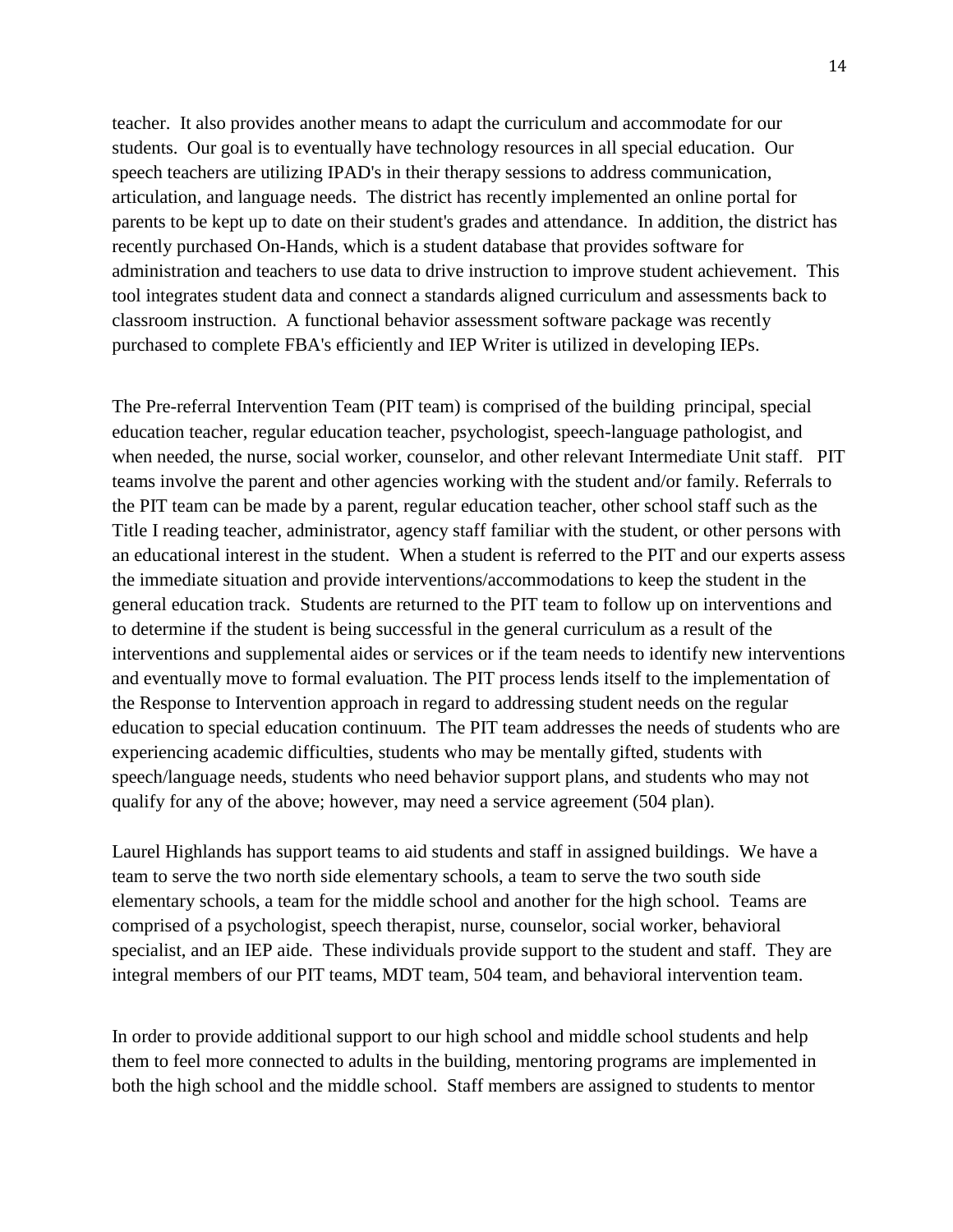teacher. It also provides another means to adapt the curriculum and accommodate for our students. Our goal is to eventually have technology resources in all special education. Our speech teachers are utilizing IPAD's in their therapy sessions to address communication, articulation, and language needs. The district has recently implemented an online portal for parents to be kept up to date on their student's grades and attendance. In addition, the district has recently purchased On-Hands, which is a student database that provides software for administration and teachers to use data to drive instruction to improve student achievement. This tool integrates student data and connect a standards aligned curriculum and assessments back to classroom instruction. A functional behavior assessment software package was recently purchased to complete FBA's efficiently and IEP Writer is utilized in developing IEPs.

The Pre-referral Intervention Team (PIT team) is comprised of the building principal, special education teacher, regular education teacher, psychologist, speech-language pathologist, and when needed, the nurse, social worker, counselor, and other relevant Intermediate Unit staff. PIT teams involve the parent and other agencies working with the student and/or family. Referrals to the PIT team can be made by a parent, regular education teacher, other school staff such as the Title I reading teacher, administrator, agency staff familiar with the student, or other persons with an educational interest in the student. When a student is referred to the PIT and our experts assess the immediate situation and provide interventions/accommodations to keep the student in the general education track. Students are returned to the PIT team to follow up on interventions and to determine if the student is being successful in the general curriculum as a result of the interventions and supplemental aides or services or if the team needs to identify new interventions and eventually move to formal evaluation. The PIT process lends itself to the implementation of the Response to Intervention approach in regard to addressing student needs on the regular education to special education continuum. The PIT team addresses the needs of students who are experiencing academic difficulties, students who may be mentally gifted, students with speech/language needs, students who need behavior support plans, and students who may not qualify for any of the above; however, may need a service agreement (504 plan).

Laurel Highlands has support teams to aid students and staff in assigned buildings. We have a team to serve the two north side elementary schools, a team to serve the two south side elementary schools, a team for the middle school and another for the high school. Teams are comprised of a psychologist, speech therapist, nurse, counselor, social worker, behavioral specialist, and an IEP aide. These individuals provide support to the student and staff. They are integral members of our PIT teams, MDT team, 504 team, and behavioral intervention team.

In order to provide additional support to our high school and middle school students and help them to feel more connected to adults in the building, mentoring programs are implemented in both the high school and the middle school. Staff members are assigned to students to mentor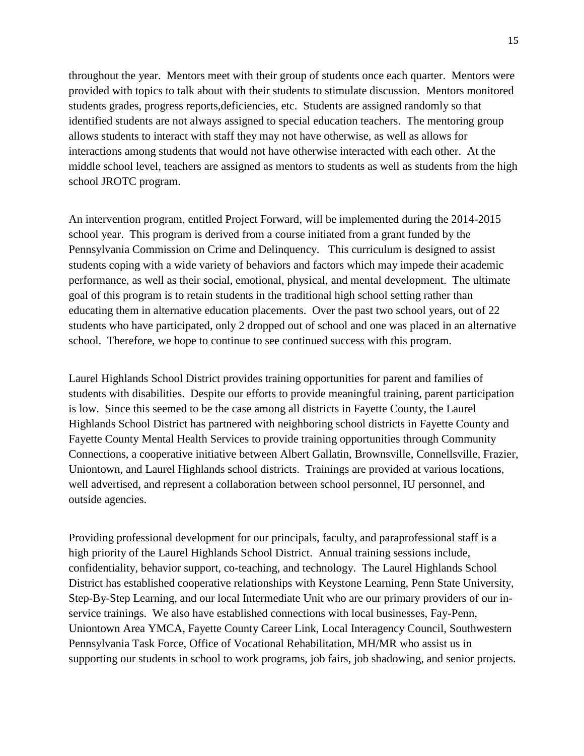throughout the year. Mentors meet with their group of students once each quarter. Mentors were provided with topics to talk about with their students to stimulate discussion. Mentors monitored students grades, progress reports,deficiencies, etc. Students are assigned randomly so that identified students are not always assigned to special education teachers. The mentoring group allows students to interact with staff they may not have otherwise, as well as allows for interactions among students that would not have otherwise interacted with each other. At the middle school level, teachers are assigned as mentors to students as well as students from the high school JROTC program.

An intervention program, entitled Project Forward, will be implemented during the 2014-2015 school year. This program is derived from a course initiated from a grant funded by the Pennsylvania Commission on Crime and Delinquency. This curriculum is designed to assist students coping with a wide variety of behaviors and factors which may impede their academic performance, as well as their social, emotional, physical, and mental development. The ultimate goal of this program is to retain students in the traditional high school setting rather than educating them in alternative education placements. Over the past two school years, out of 22 students who have participated, only 2 dropped out of school and one was placed in an alternative school. Therefore, we hope to continue to see continued success with this program.

Laurel Highlands School District provides training opportunities for parent and families of students with disabilities. Despite our efforts to provide meaningful training, parent participation is low. Since this seemed to be the case among all districts in Fayette County, the Laurel Highlands School District has partnered with neighboring school districts in Fayette County and Fayette County Mental Health Services to provide training opportunities through Community Connections, a cooperative initiative between Albert Gallatin, Brownsville, Connellsville, Frazier, Uniontown, and Laurel Highlands school districts. Trainings are provided at various locations, well advertised, and represent a collaboration between school personnel, IU personnel, and outside agencies.

Providing professional development for our principals, faculty, and paraprofessional staff is a high priority of the Laurel Highlands School District. Annual training sessions include, confidentiality, behavior support, co-teaching, and technology. The Laurel Highlands School District has established cooperative relationships with Keystone Learning, Penn State University, Step-By-Step Learning, and our local Intermediate Unit who are our primary providers of our in-service trainings. We also have established connections with local businesses, Fay-Penn, Uniontown Area YMCA, Fayette County Career Link, Local Interagency Council, Southwestern Pennsylvania Task Force, Office of Vocational Rehabilitation, MH/MR who assist us in supporting our students in school to work programs, job fairs, job shadowing, and senior projects.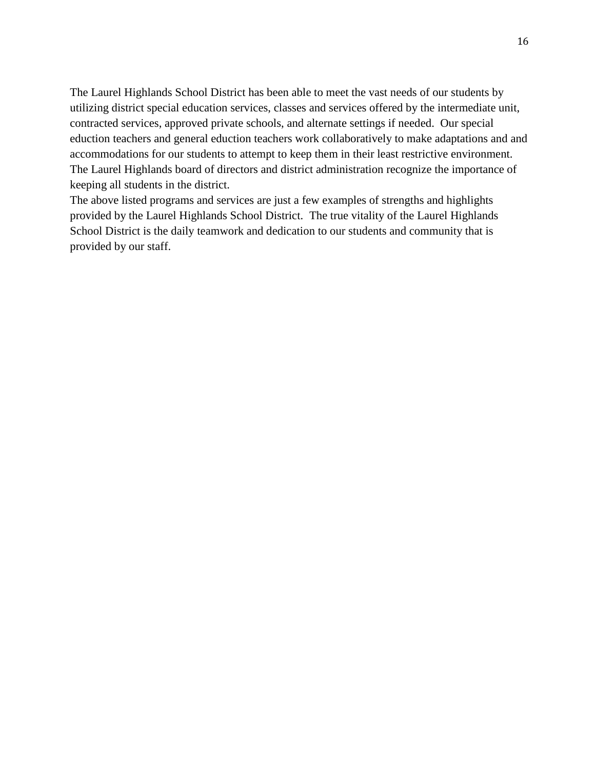The Laurel Highlands School District has been able to meet the vast needs of our students by utilizing district special education services, classes and services offered by the intermediate unit, contracted services, approved private schools, and alternate settings if needed. Our special eduction teachers and general eduction teachers work collaboratively to make adaptations and and accommodations for our students to attempt to keep them in their least restrictive environment. The Laurel Highlands board of directors and district administration recognize the importance of keeping all students in the district.

The above listed programs and services are just a few examples of strengths and highlights provided by the Laurel Highlands School District. The true vitality of the Laurel Highlands School District is the daily teamwork and dedication to our students and community that is provided by our staff.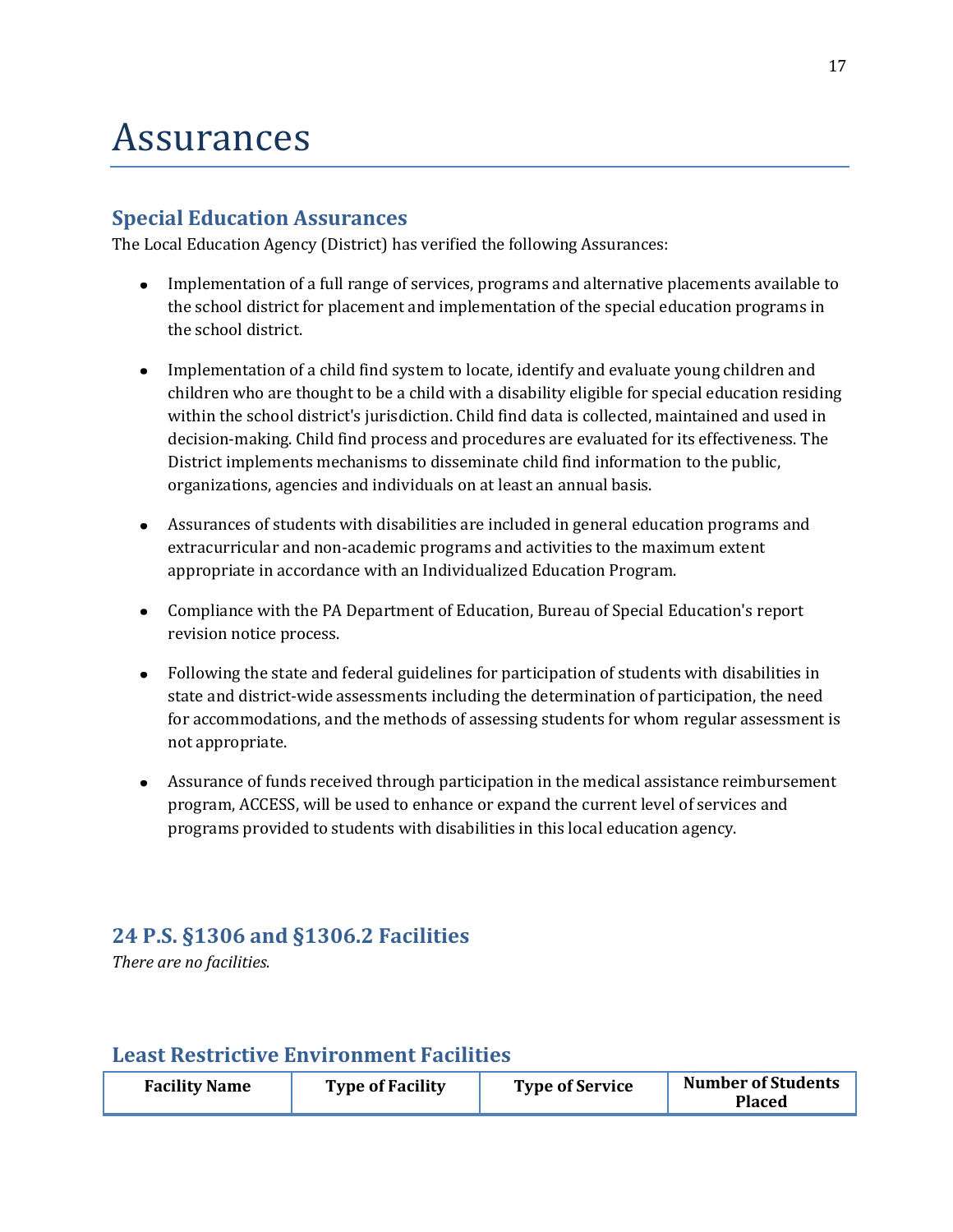# Assurances

## Special Education Assurances

The Local Education Agency (District) has verified the following Assurances:

- Implementation of a full range of services, programs and alternative placements available to the school district for placement and implementation of the special education programs in the school district.

- Implementation of a child find system to locate, identify and evaluate young children and children who are thought to be a child with a disability eligible for special education residing within the school district's jurisdiction. Child find data is collected, maintained and used in decision-making. Child find process and procedures are evaluated for its effectiveness. The District implements mechanisms to disseminate child find information to the public, organizations, agencies and individuals on at least an annual basis.

- Assurances of students with disabilities are included in general education programs and extracurricular and non-academic programs and activities to the maximum extent appropriate in accordance with an Individualized Education Program.

- Compliance with the PA Department of Education, Bureau of Special Education's report revision notice process.

- Following the state and federal guidelines for participation of students with disabilities in state and district-wide assessments including the determination of participation, the need for accommodations, and the methods of assessing students for whom regular assessment is not appropriate.

- Assurance of funds received through participation in the medical assistance reimbursement program, ACCESS, will be used to enhance or expand the current level of services and programs provided to students with disabilities in this local education agency.

## 24 P.S. §1306 and §1306.2 Facilities

*There are no facilities.*

## Least Restrictive Environment Facilities

| Facility Name | Type of Facility | Type of Service | Number of Students Placed |
|---|---|---|---|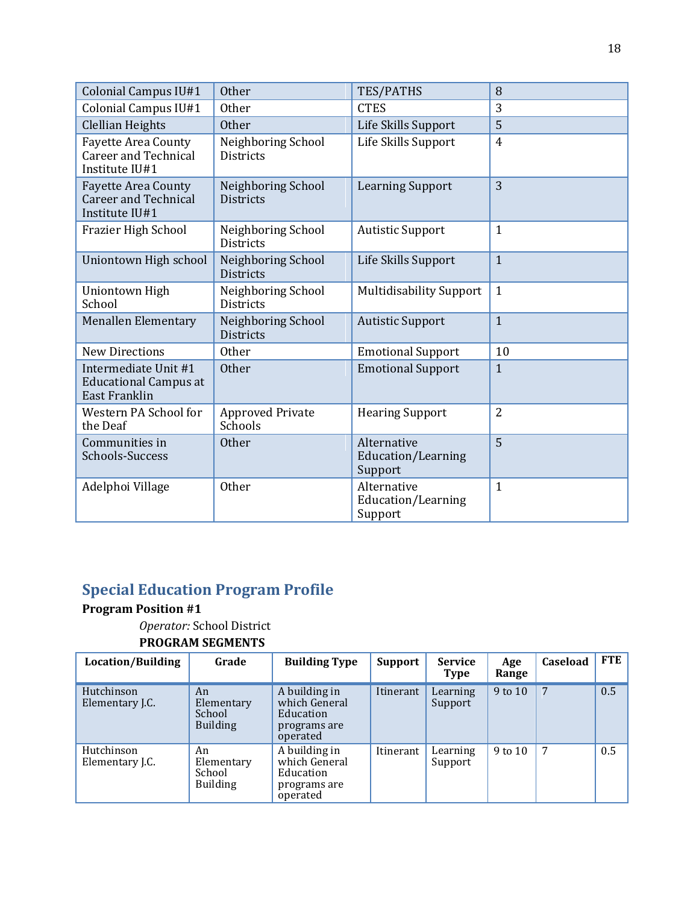| | | | |
|---|---|---|---|
| Colonial Campus IU#1 | Other | TES/PATHS | 8 |
| Colonial Campus IU#1 | Other | CTES | 3 |
| Clellian Heights | Other | Life Skills Support | 5 |
| Fayette Area County Career and Technical Institute IU#1 | Neighboring School Districts | Life Skills Support | 4 |
| Fayette Area County Career and Technical Institute IU#1 | Neighboring School Districts | Learning Support | 3 |
| Frazier High School | Neighboring School Districts | Autistic Support | 1 |
| Uniontown High school | Neighboring School Districts | Life Skills Support | 1 |
| Uniontown High School | Neighboring School Districts | Multidisability Support | 1 |
| Menallen Elementary | Neighboring School Districts | Autistic Support | 1 |
| New Directions | Other | Emotional Support | 10 |
| Intermediate Unit #1 Educational Campus at East Franklin | Other | Emotional Support | 1 |
| Western PA School for the Deaf | Approved Private Schools | Hearing Support | 2 |
| Communities in Schools-Success | Other | Alternative Education/Learning Support | 5 |
| Adelphoi Village | Other | Alternative Education/Learning Support | 1 |

## Special Education Program Profile

**Program Position #1**

*Operator:* School District

**PROGRAM SEGMENTS**

| Location/Building | Grade | Building Type | Support | Service Type | Age Range | Caseload | FTE |
|---|---|---|---|---|---|---|---|
| Hutchinson Elementary J.C. | An Elementary School Building | A building in which General Education programs are operated | Itinerant | Learning Support | 9 to 10 | 7 | 0.5 |
| Hutchinson Elementary J.C. | An Elementary School Building | A building in which General Education programs are operated | Itinerant | Learning Support | 9 to 10 | 7 | 0.5 |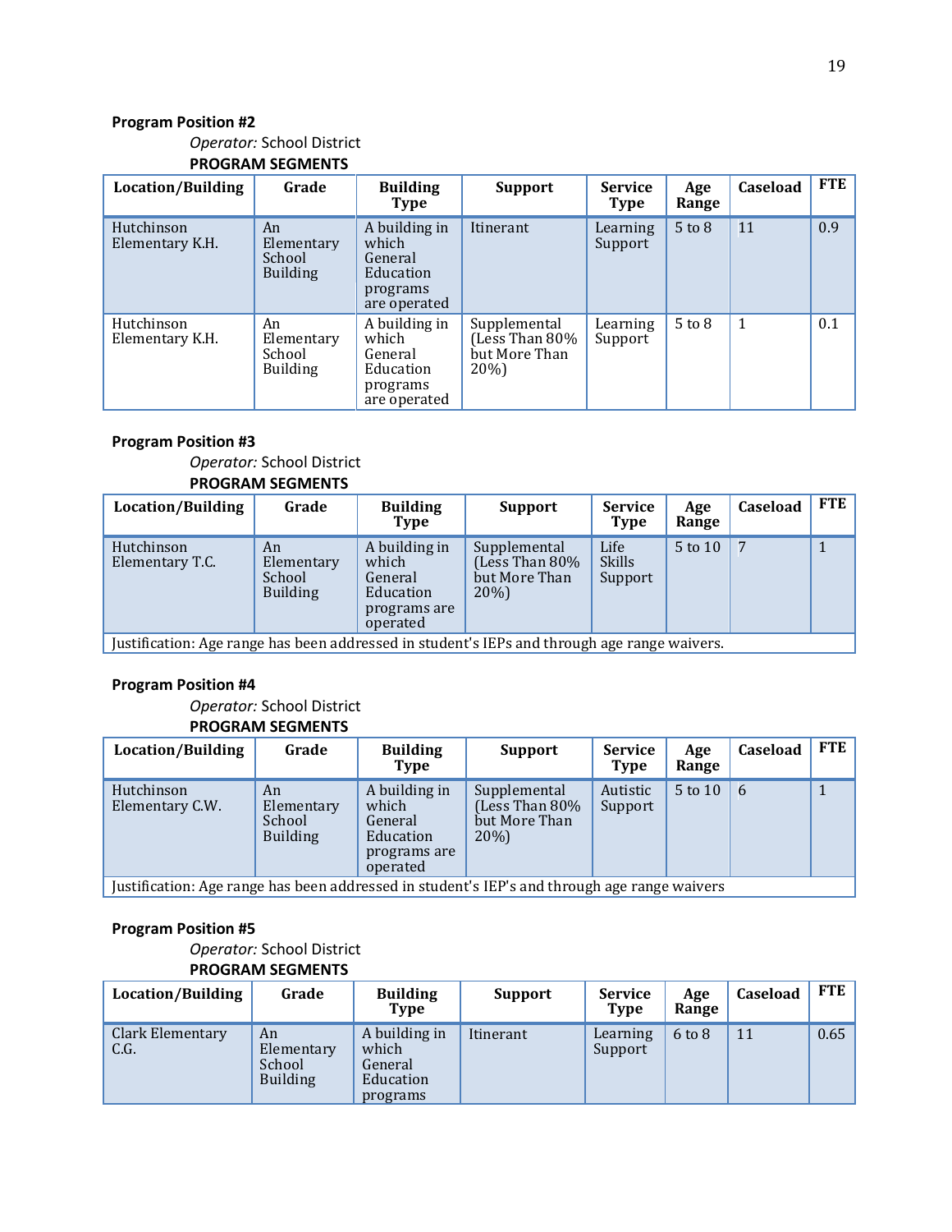**Program Position #2**

*Operator:* School District

**PROGRAM SEGMENTS**

| Location/Building | Grade | Building Type | Support | Service Type | Age Range | Caseload | FTE |
|---|---|---|---|---|---|---|---|
| Hutchinson Elementary K.H. | An Elementary School Building | A building in which General Education programs are operated | Itinerant | Learning Support | 5 to 8 | 11 | 0.9 |
| Hutchinson Elementary K.H. | An Elementary School Building | A building in which General Education programs are operated | Supplemental (Less Than 80% but More Than 20%) | Learning Support | 5 to 8 | 1 | 0.1 |

**Program Position #3**

*Operator:* School District

**PROGRAM SEGMENTS**

| Location/Building | Grade | Building Type | Support | Service Type | Age Range | Caseload | FTE |
|---|---|---|---|---|---|---|---|
| Hutchinson Elementary T.C. | An Elementary School Building | A building in which General Education programs are operated | Supplemental (Less Than 80% but More Than 20%) | Life Skills Support | 5 to 10 | 7 | 1 |
| Justification: Age range has been addressed in student's IEPs and through age range waivers. | | | | | | | |

**Program Position #4**

*Operator:* School District

**PROGRAM SEGMENTS**

| Location/Building | Grade | Building Type | Support | Service Type | Age Range | Caseload | FTE |
|---|---|---|---|---|---|---|---|
| Hutchinson Elementary C.W. | An Elementary School Building | A building in which General Education programs are operated | Supplemental (Less Than 80% but More Than 20%) | Autistic Support | 5 to 10 | 6 | 1 |
| Justification: Age range has been addressed in student's IEP's and through age range waivers | | | | | | | |

**Program Position #5**

*Operator:* School District

**PROGRAM SEGMENTS**

| Location/Building | Grade | Building Type | Support | Service Type | Age Range | Caseload | FTE |
|---|---|---|---|---|---|---|---|
| Clark Elementary C.G. | An Elementary School Building | A building in which General Education programs | Itinerant | Learning Support | 6 to 8 | 11 | 0.65 |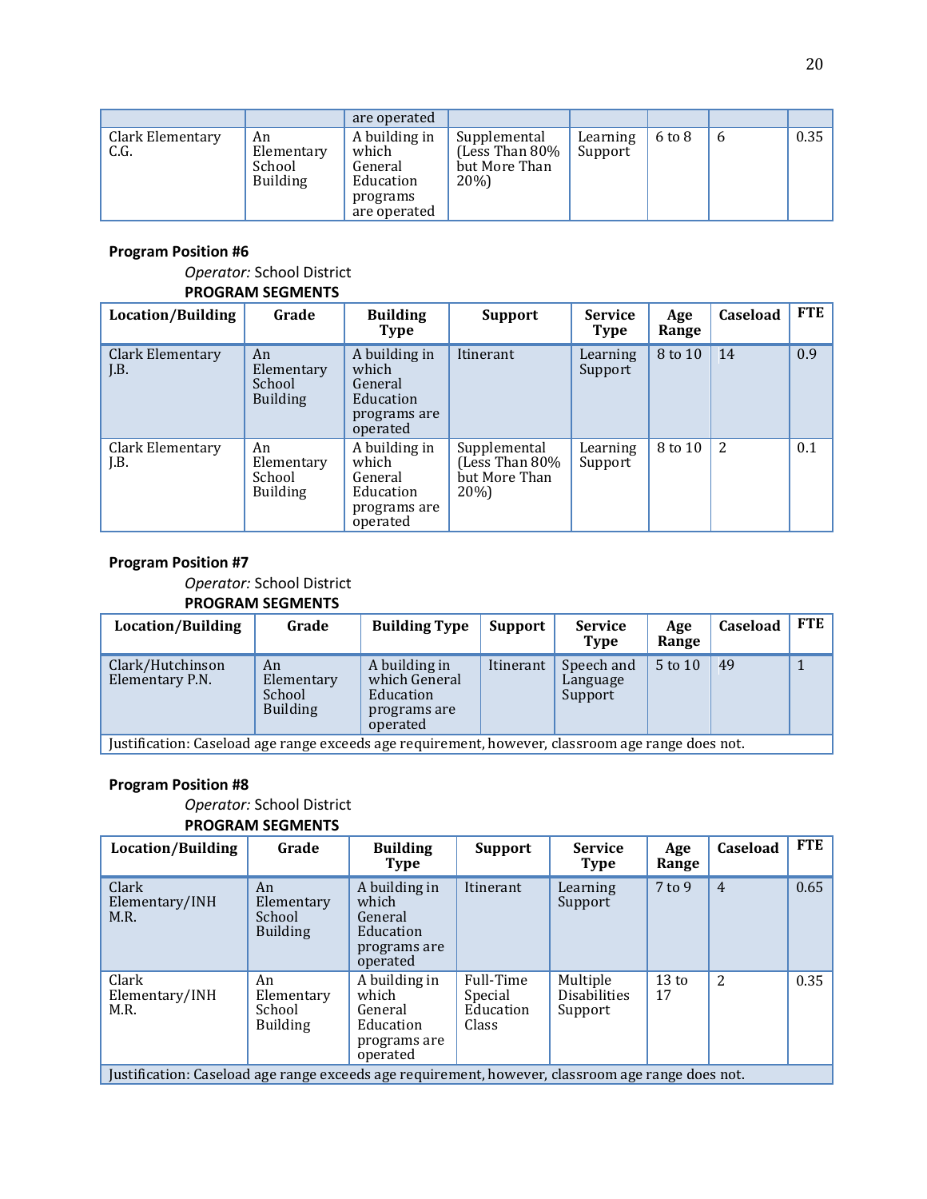| | | are operated | | | | | |
|---|---|---|---|---|---|---|---|
| Clark Elementary C.G. | An Elementary School Building | A building in which General Education programs are operated | Supplemental (Less Than 80% but More Than 20%) | Learning Support | 6 to 8 | 6 | 0.35 |

**Program Position #6**

*Operator:* School District

**PROGRAM SEGMENTS**

| Location/Building | Grade | Building Type | Support | Service Type | Age Range | Caseload | FTE |
|---|---|---|---|---|---|---|---|
| Clark Elementary J.B. | An Elementary School Building | A building in which General Education programs are operated | Itinerant | Learning Support | 8 to 10 | 14 | 0.9 |
| Clark Elementary J.B. | An Elementary School Building | A building in which General Education programs are operated | Supplemental (Less Than 80% but More Than 20%) | Learning Support | 8 to 10 | 2 | 0.1 |

**Program Position #7**

*Operator:* School District

**PROGRAM SEGMENTS**

| Location/Building | Grade | Building Type | Support | Service Type | Age Range | Caseload | FTE |
|---|---|---|---|---|---|---|---|
| Clark/Hutchinson Elementary P.N. | An Elementary School Building | A building in which General Education programs are operated | Itinerant | Speech and Language Support | 5 to 10 | 49 | 1 |
| Justification: Caseload age range exceeds age requirement, however, classroom age range does not. | | | | | | | |

**Program Position #8**

*Operator:* School District

**PROGRAM SEGMENTS**

| Location/Building | Grade | Building Type | Support | Service Type | Age Range | Caseload | FTE |
|---|---|---|---|---|---|---|---|
| Clark Elementary/INH M.R. | An Elementary School Building | A building in which General Education programs are operated | Itinerant | Learning Support | 7 to 9 | 4 | 0.65 |
| Clark Elementary/INH M.R. | An Elementary School Building | A building in which General Education programs are operated | Full-Time Special Education Class | Multiple Disabilities Support | 13 to 17 | 2 | 0.35 |
| Justification: Caseload age range exceeds age requirement, however, classroom age range does not. | | | | | | | |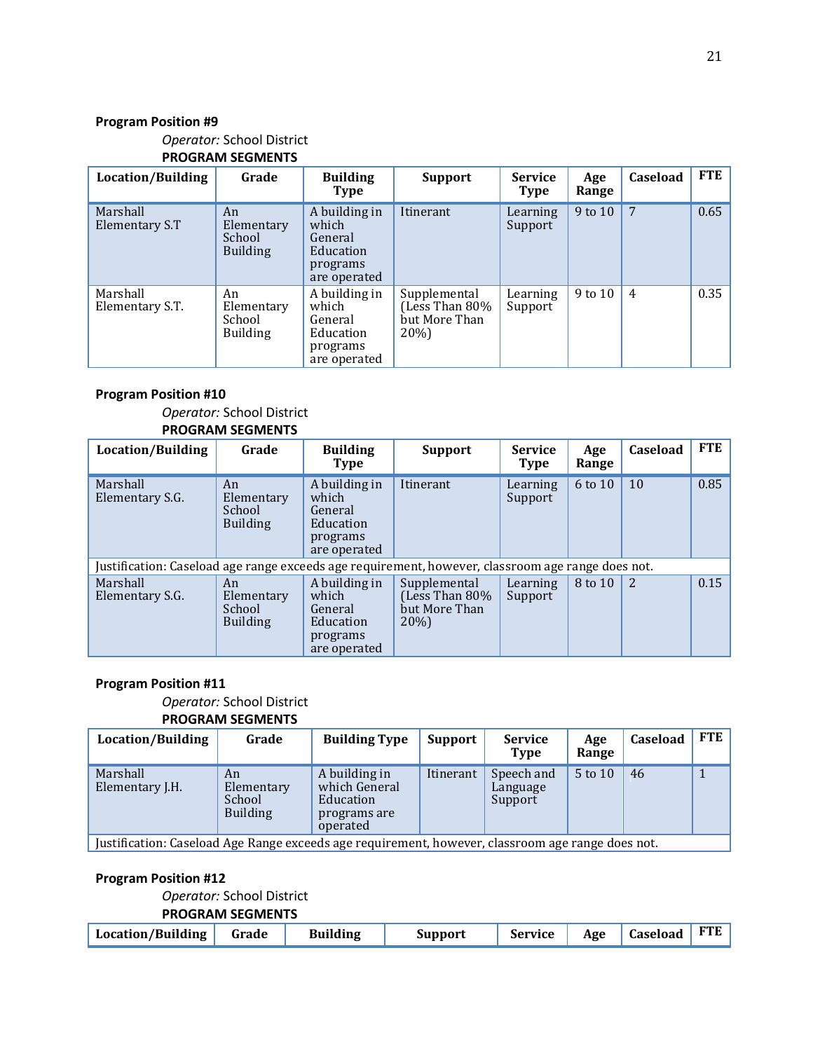**Program Position #9**

*Operator:* School District

**PROGRAM SEGMENTS**

| Location/Building | Grade | Building Type | Support | Service Type | Age Range | Caseload | FTE |
|---|---|---|---|---|---|---|---|
| Marshall Elementary S.T | An Elementary School Building | A building in which General Education programs are operated | Itinerant | Learning Support | 9 to 10 | 7 | 0.65 |
| Marshall Elementary S.T. | An Elementary School Building | A building in which General Education programs are operated | Supplemental (Less Than 80% but More Than 20%) | Learning Support | 9 to 10 | 4 | 0.35 |

**Program Position #10**

*Operator:* School District

**PROGRAM SEGMENTS**

| Location/Building | Grade | Building Type | Support | Service Type | Age Range | Caseload | FTE |
|---|---|---|---|---|---|---|---|
| Marshall Elementary S.G. | An Elementary School Building | A building in which General Education programs are operated | Itinerant | Learning Support | 6 to 10 | 10 | 0.85 |
| Justification: Caseload age range exceeds age requirement, however, classroom age range does not. | | | | | | | |
| Marshall Elementary S.G. | An Elementary School Building | A building in which General Education programs are operated | Supplemental (Less Than 80% but More Than 20%) | Learning Support | 8 to 10 | 2 | 0.15 |

**Program Position #11**

*Operator:* School District

**PROGRAM SEGMENTS**

| Location/Building | Grade | Building Type | Support | Service Type | Age Range | Caseload | FTE |
|---|---|---|---|---|---|---|---|
| Marshall Elementary J.H. | An Elementary School Building | A building in which General Education programs are operated | Itinerant | Speech and Language Support | 5 to 10 | 46 | 1 |
| Justification: Caseload Age Range exceeds age requirement, however, classroom age range does not. | | | | | | | |

**Program Position #12**

*Operator:* School District

**PROGRAM SEGMENTS**

| Location/Building | Grade | Building | Support | Service | Age | Caseload | FTE |
|---|---|---|---|---|---|---|---|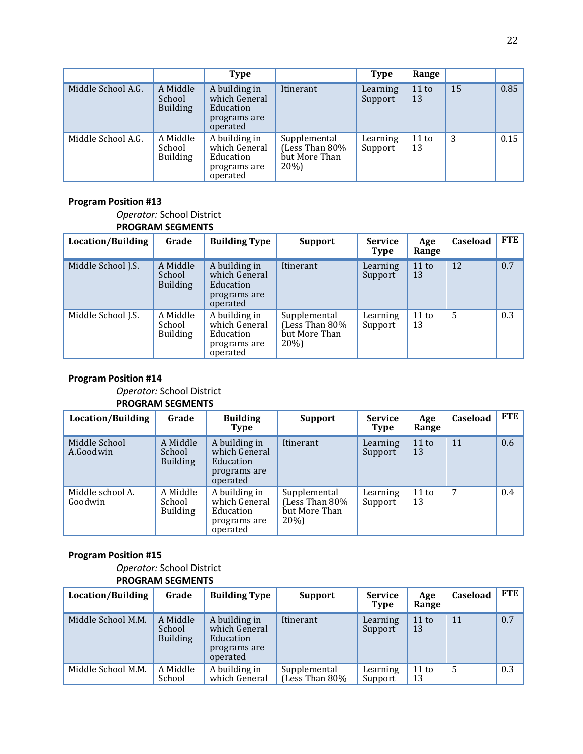| | | Type | | Type | Range | | |
|---|---|---|---|---|---|---|---|
| Middle School A.G. | A Middle School Building | A building in which General Education programs are operated | Itinerant | Learning Support | 11 to 13 | 15 | 0.85 |
| Middle School A.G. | A Middle School Building | A building in which General Education programs are operated | Supplemental (Less Than 80% but More Than 20%) | Learning Support | 11 to 13 | 3 | 0.15 |

**Program Position #13**

*Operator:* School District

**PROGRAM SEGMENTS**

| Location/Building | Grade | Building Type | Support | Service Type | Age Range | Caseload | FTE |
|---|---|---|---|---|---|---|---|
| Middle School J.S. | A Middle School Building | A building in which General Education programs are operated | Itinerant | Learning Support | 11 to 13 | 12 | 0.7 |
| Middle School J.S. | A Middle School Building | A building in which General Education programs are operated | Supplemental (Less Than 80% but More Than 20%) | Learning Support | 11 to 13 | 5 | 0.3 |

**Program Position #14**

*Operator:* School District

**PROGRAM SEGMENTS**

| Location/Building | Grade | Building Type | Support | Service Type | Age Range | Caseload | FTE |
|---|---|---|---|---|---|---|---|
| Middle School A.Goodwin | A Middle School Building | A building in which General Education programs are operated | Itinerant | Learning Support | 11 to 13 | 11 | 0.6 |
| Middle school A. Goodwin | A Middle School Building | A building in which General Education programs are operated | Supplemental (Less Than 80% but More Than 20%) | Learning Support | 11 to 13 | 7 | 0.4 |

**Program Position #15**

*Operator:* School District

**PROGRAM SEGMENTS**

| Location/Building | Grade | Building Type | Support | Service Type | Age Range | Caseload | FTE |
|---|---|---|---|---|---|---|---|
| Middle School M.M. | A Middle School Building | A building in which General Education programs are operated | Itinerant | Learning Support | 11 to 13 | 11 | 0.7 |
| Middle School M.M. | A Middle School | A building in which General | Supplemental (Less Than 80% | Learning Support | 11 to 13 | 5 | 0.3 |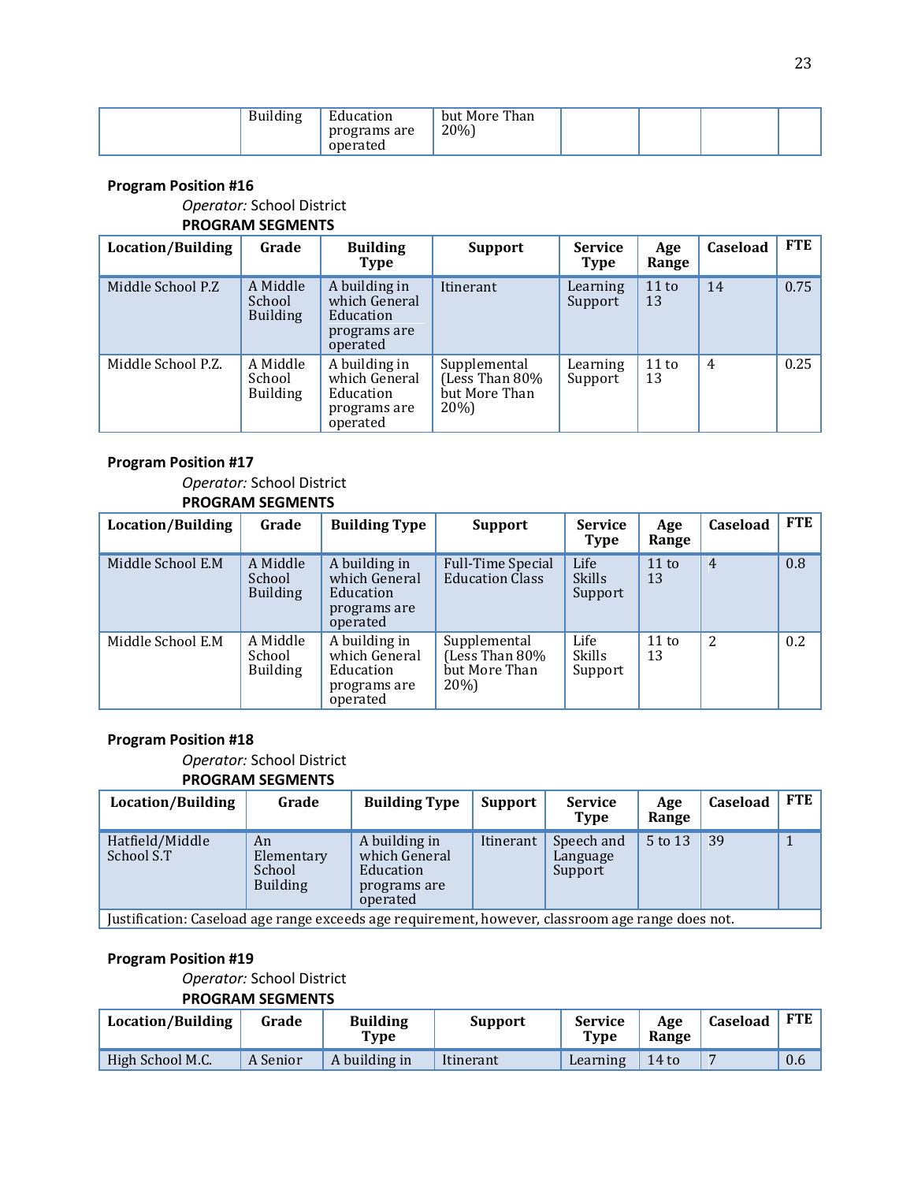| | Building | Education programs are operated | but More Than 20%) | | | | |
|---|---|---|---|---|---|---|---|

**Program Position #16**

*Operator:* School District

**PROGRAM SEGMENTS**

| Location/Building | Grade | Building Type | Support | Service Type | Age Range | Caseload | FTE |
|---|---|---|---|---|---|---|---|
| Middle School P.Z | A Middle School Building | A building in which General Education programs are operated | Itinerant | Learning Support | 11 to 13 | 14 | 0.75 |
| Middle School P.Z. | A Middle School Building | A building in which General Education programs are operated | Supplemental (Less Than 80% but More Than 20%) | Learning Support | 11 to 13 | 4 | 0.25 |

**Program Position #17**

*Operator:* School District

**PROGRAM SEGMENTS**

| Location/Building | Grade | Building Type | Support | Service Type | Age Range | Caseload | FTE |
|---|---|---|---|---|---|---|---|
| Middle School E.M | A Middle School Building | A building in which General Education programs are operated | Full-Time Special Education Class | Life Skills Support | 11 to 13 | 4 | 0.8 |
| Middle School E.M | A Middle School Building | A building in which General Education programs are operated | Supplemental (Less Than 80% but More Than 20%) | Life Skills Support | 11 to 13 | 2 | 0.2 |

**Program Position #18**

*Operator:* School District

**PROGRAM SEGMENTS**

| Location/Building | Grade | Building Type | Support | Service Type | Age Range | Caseload | FTE |
|---|---|---|---|---|---|---|---|
| Hatfield/Middle School S.T | An Elementary School Building | A building in which General Education programs are operated | Itinerant | Speech and Language Support | 5 to 13 | 39 | 1 |
| Justification: Caseload age range exceeds age requirement, however, classroom age range does not. | | | | | | | |

**Program Position #19**

*Operator:* School District

**PROGRAM SEGMENTS**

| Location/Building | Grade | Building Type | Support | Service Type | Age Range | Caseload | FTE |
|---|---|---|---|---|---|---|---|
| High School M.C. | A Senior | A building in | Itinerant | Learning | 14 to | 7 | 0.6 |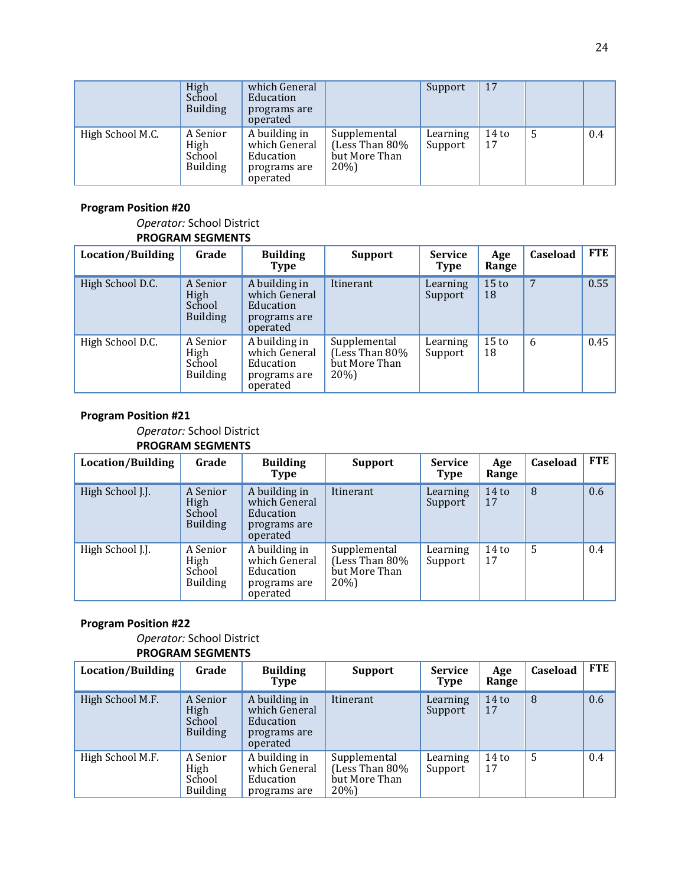| | High School Building | which General Education programs are operated | | Support | 17 | | |
|---|---|---|---|---|---|---|---|
| High School M.C. | A Senior High School Building | A building in which General Education programs are operated | Supplemental (Less Than 80% but More Than 20%) | Learning Support | 14 to 17 | 5 | 0.4 |

**Program Position #20**

*Operator:* School District

**PROGRAM SEGMENTS**

| Location/Building | Grade | Building Type | Support | Service Type | Age Range | Caseload | FTE |
|---|---|---|---|---|---|---|---|
| High School D.C. | A Senior High School Building | A building in which General Education programs are operated | Itinerant | Learning Support | 15 to 18 | 7 | 0.55 |
| High School D.C. | A Senior High School Building | A building in which General Education programs are operated | Supplemental (Less Than 80% but More Than 20%) | Learning Support | 15 to 18 | 6 | 0.45 |

**Program Position #21**

*Operator:* School District

**PROGRAM SEGMENTS**

| Location/Building | Grade | Building Type | Support | Service Type | Age Range | Caseload | FTE |
|---|---|---|---|---|---|---|---|
| High School J.J. | A Senior High School Building | A building in which General Education programs are operated | Itinerant | Learning Support | 14 to 17 | 8 | 0.6 |
| High School J.J. | A Senior High School Building | A building in which General Education programs are operated | Supplemental (Less Than 80% but More Than 20%) | Learning Support | 14 to 17 | 5 | 0.4 |

**Program Position #22**

*Operator:* School District

**PROGRAM SEGMENTS**

| Location/Building | Grade | Building Type | Support | Service Type | Age Range | Caseload | FTE |
|---|---|---|---|---|---|---|---|
| High School M.F. | A Senior High School Building | A building in which General Education programs are operated | Itinerant | Learning Support | 14 to 17 | 8 | 0.6 |
| High School M.F. | A Senior High School Building | A building in which General Education programs are | Supplemental (Less Than 80% but More Than 20%) | Learning Support | 14 to 17 | 5 | 0.4 |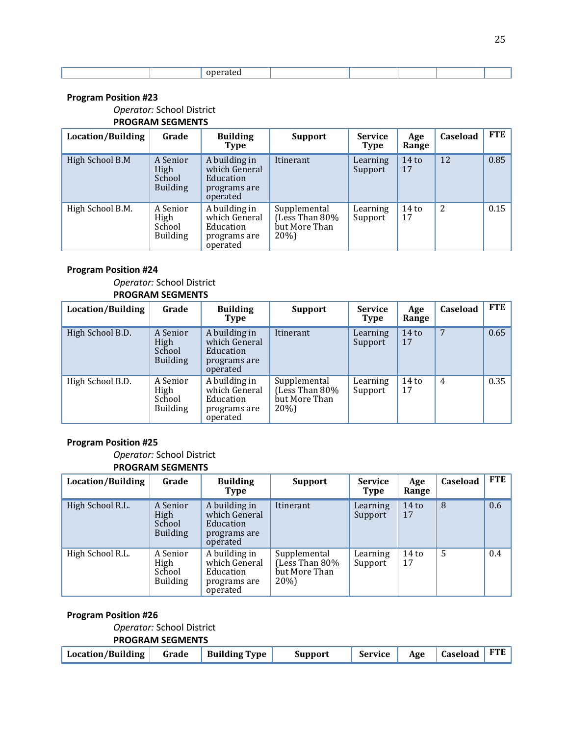| | | operated | | | | | |
|---|---|---|---|---|---|---|---|

**Program Position #23**

*Operator:* School District

**PROGRAM SEGMENTS**

| Location/Building | Grade | Building Type | Support | Service Type | Age Range | Caseload | FTE |
|---|---|---|---|---|---|---|---|
| High School B.M | A Senior High School Building | A building in which General Education programs are operated | Itinerant | Learning Support | 14 to 17 | 12 | 0.85 |
| High School B.M. | A Senior High School Building | A building in which General Education programs are operated | Supplemental (Less Than 80% but More Than 20%) | Learning Support | 14 to 17 | 2 | 0.15 |

**Program Position #24**

*Operator:* School District

**PROGRAM SEGMENTS**

| Location/Building | Grade | Building Type | Support | Service Type | Age Range | Caseload | FTE |
|---|---|---|---|---|---|---|---|
| High School B.D. | A Senior High School Building | A building in which General Education programs are operated | Itinerant | Learning Support | 14 to 17 | 7 | 0.65 |
| High School B.D. | A Senior High School Building | A building in which General Education programs are operated | Supplemental (Less Than 80% but More Than 20%) | Learning Support | 14 to 17 | 4 | 0.35 |

**Program Position #25**

*Operator:* School District

**PROGRAM SEGMENTS**

| Location/Building | Grade | Building Type | Support | Service Type | Age Range | Caseload | FTE |
|---|---|---|---|---|---|---|---|
| High School R.L. | A Senior High School Building | A building in which General Education programs are operated | Itinerant | Learning Support | 14 to 17 | 8 | 0.6 |
| High School R.L. | A Senior High School Building | A building in which General Education programs are operated | Supplemental (Less Than 80% but More Than 20%) | Learning Support | 14 to 17 | 5 | 0.4 |

**Program Position #26**

*Operator:* School District

**PROGRAM SEGMENTS**

| Location/Building | Grade | Building Type | Support | Service | Age | Caseload | FTE |
|---|---|---|---|---|---|---|---|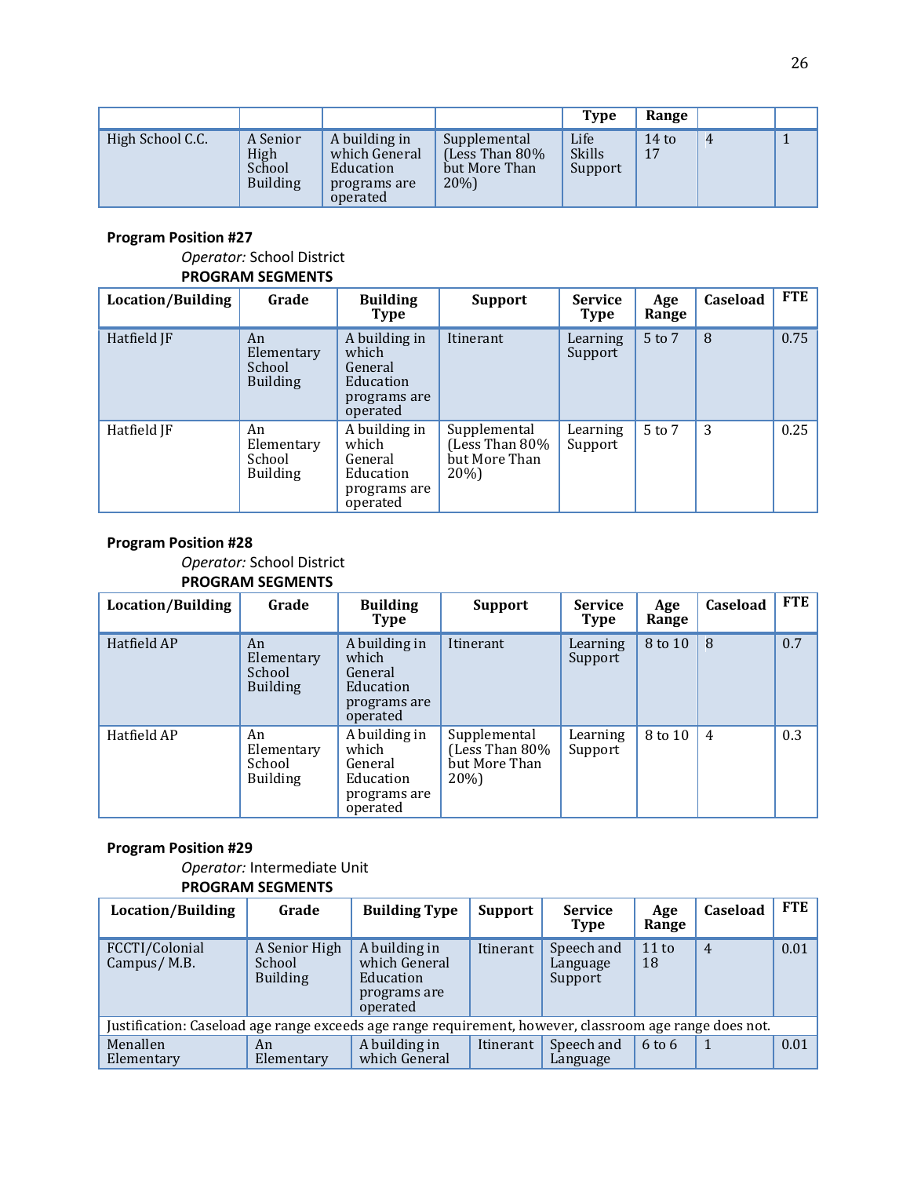| | | | | Type | Range | | |
|---|---|---|---|---|---|---|---|
| High School C.C. | A Senior High School Building | A building in which General Education programs are operated | Supplemental (Less Than 80% but More Than 20%) | Life Skills Support | 14 to 17 | 4 | 1 |

**Program Position #27**

*Operator:* School District

**PROGRAM SEGMENTS**

| Location/Building | Grade | Building Type | Support | Service Type | Age Range | Caseload | FTE |
|---|---|---|---|---|---|---|---|
| Hatfield JF | An Elementary School Building | A building in which General Education programs are operated | Itinerant | Learning Support | 5 to 7 | 8 | 0.75 |
| Hatfield JF | An Elementary School Building | A building in which General Education programs are operated | Supplemental (Less Than 80% but More Than 20%) | Learning Support | 5 to 7 | 3 | 0.25 |

**Program Position #28**

*Operator:* School District

**PROGRAM SEGMENTS**

| Location/Building | Grade | Building Type | Support | Service Type | Age Range | Caseload | FTE |
|---|---|---|---|---|---|---|---|
| Hatfield AP | An Elementary School Building | A building in which General Education programs are operated | Itinerant | Learning Support | 8 to 10 | 8 | 0.7 |
| Hatfield AP | An Elementary School Building | A building in which General Education programs are operated | Supplemental (Less Than 80% but More Than 20%) | Learning Support | 8 to 10 | 4 | 0.3 |

**Program Position #29**

*Operator:* Intermediate Unit

**PROGRAM SEGMENTS**

| Location/Building | Grade | Building Type | Support | Service Type | Age Range | Caseload | FTE |
|---|---|---|---|---|---|---|---|
| FCCTI/Colonial Campus/ M.B. | A Senior High School Building | A building in which General Education programs are operated | Itinerant | Speech and Language Support | 11 to 18 | 4 | 0.01 |
| Justification: Caseload age range exceeds age range requirement, however, classroom age range does not. | | | | | | | |
| Menallen Elementary | An Elementary | A building in which General | Itinerant | Speech and Language | 6 to 6 | 1 | 0.01 |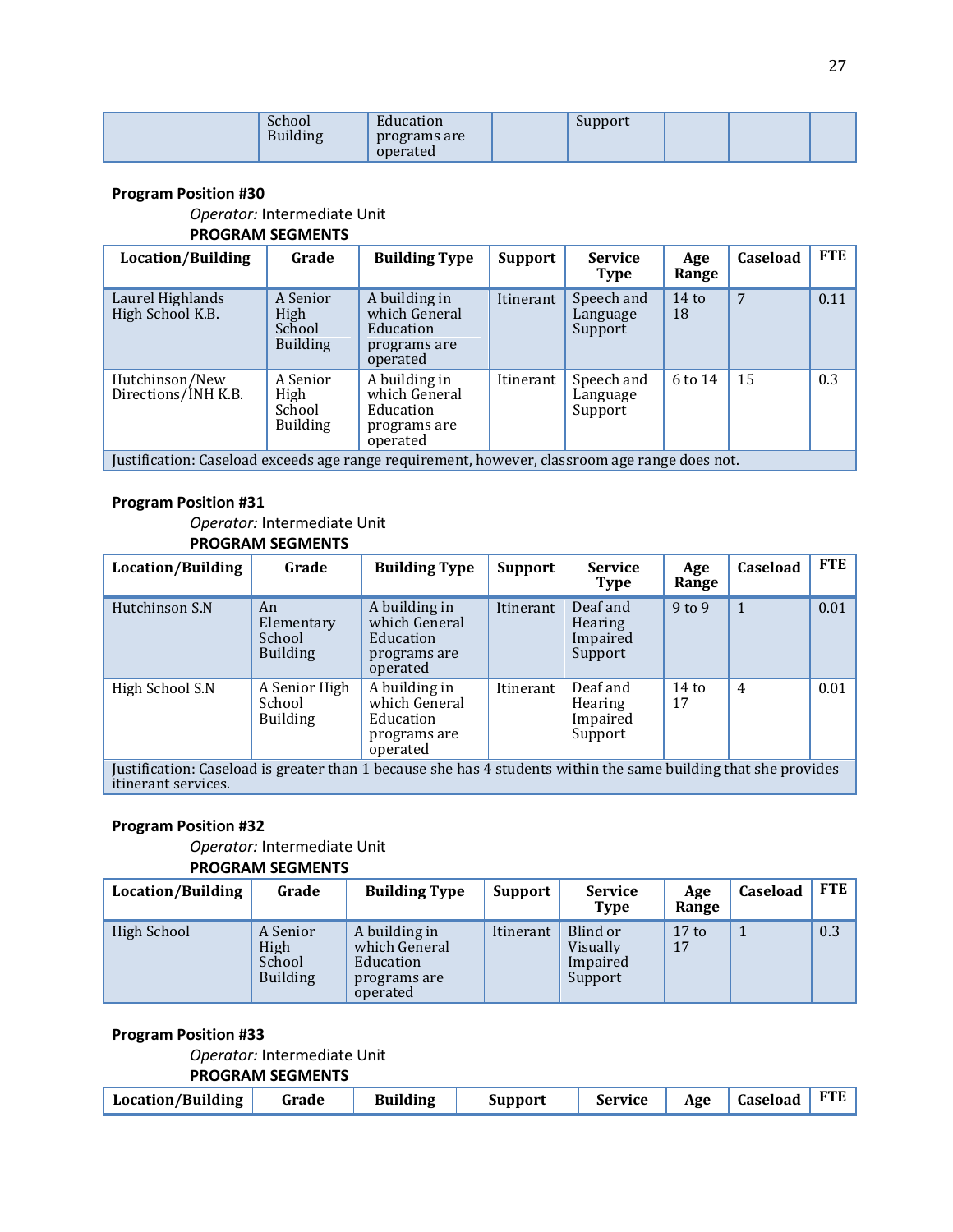| | School Building | Education programs are operated | | Support | | | |
|---|---|---|---|---|---|---|---|

**Program Position #30**

*Operator:* Intermediate Unit

**PROGRAM SEGMENTS**

| Location/Building | Grade | Building Type | Support | Service Type | Age Range | Caseload | FTE |
|---|---|---|---|---|---|---|---|
| Laurel Highlands High School K.B. | A Senior High School Building | A building in which General Education programs are operated | Itinerant | Speech and Language Support | 14 to 18 | 7 | 0.11 |
| Hutchinson/New Directions/INH K.B. | A Senior High School Building | A building in which General Education programs are operated | Itinerant | Speech and Language Support | 6 to 14 | 15 | 0.3 |
| Justification: Caseload exceeds age range requirement, however, classroom age range does not. | | | | | | | |

**Program Position #31**

*Operator:* Intermediate Unit

**PROGRAM SEGMENTS**

| Location/Building | Grade | Building Type | Support | Service Type | Age Range | Caseload | FTE |
|---|---|---|---|---|---|---|---|
| Hutchinson S.N | An Elementary School Building | A building in which General Education programs are operated | Itinerant | Deaf and Hearing Impaired Support | 9 to 9 | 1 | 0.01 |
| High School S.N | A Senior High School Building | A building in which General Education programs are operated | Itinerant | Deaf and Hearing Impaired Support | 14 to 17 | 4 | 0.01 |
| Justification: Caseload is greater than 1 because she has 4 students within the same building that she provides itinerant services. | | | | | | | |

**Program Position #32**

*Operator:* Intermediate Unit

**PROGRAM SEGMENTS**

| Location/Building | Grade | Building Type | Support | Service Type | Age Range | Caseload | FTE |
|---|---|---|---|---|---|---|---|
| High School | A Senior High School Building | A building in which General Education programs are operated | Itinerant | Blind or Visually Impaired Support | 17 to 17 | 1 | 0.3 |

**Program Position #33**

*Operator:* Intermediate Unit

**PROGRAM SEGMENTS**

| Location/Building | Grade | Building | Support | Service | Age | Caseload | FTE |
|---|---|---|---|---|---|---|---|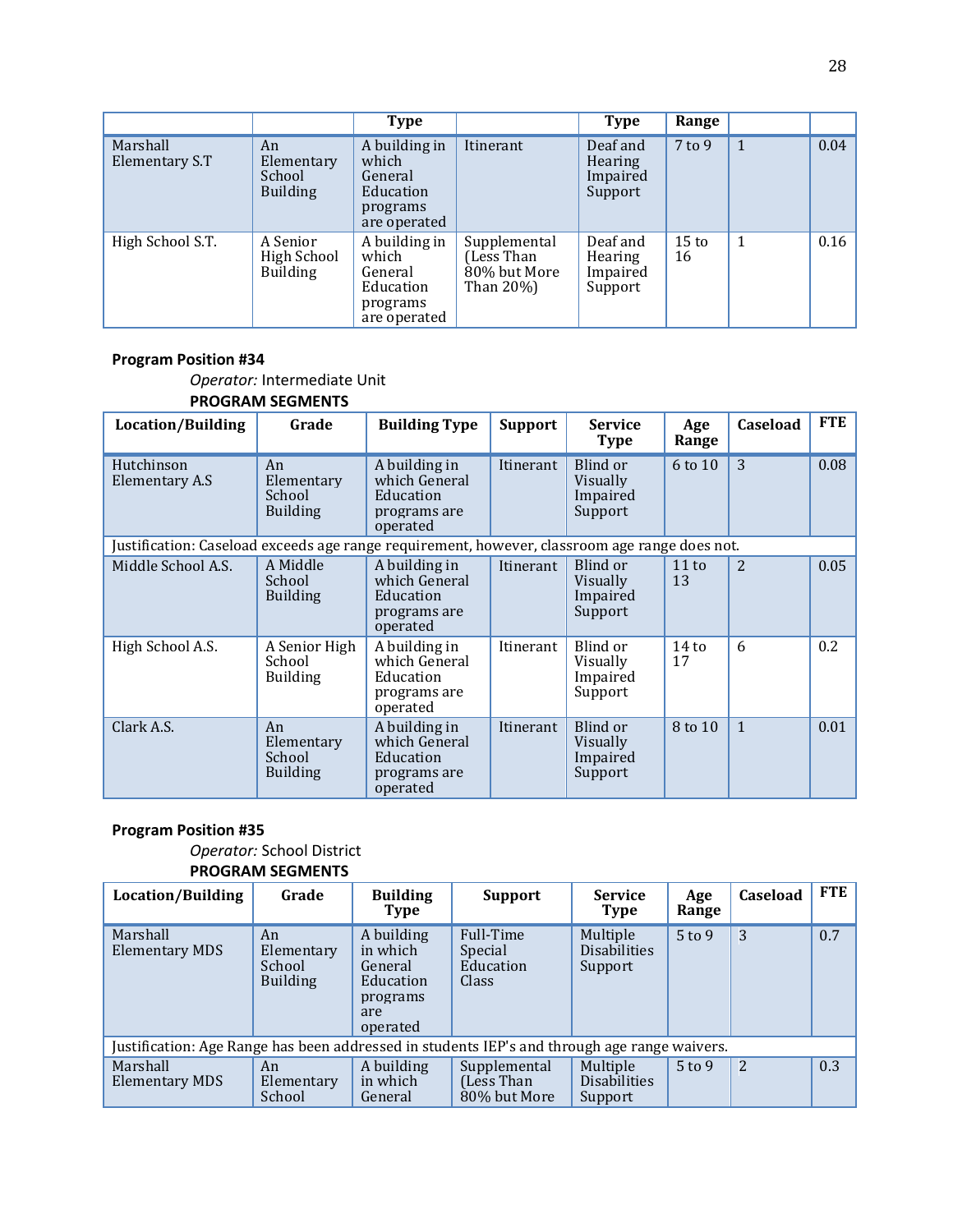| | | Type | | Type | Range | | |
|---|---|---|---|---|---|---|---|
| Marshall Elementary S.T | An Elementary School Building | A building in which General Education programs are operated | Itinerant | Deaf and Hearing Impaired Support | 7 to 9 | 1 | 0.04 |
| High School S.T. | A Senior High School Building | A building in which General Education programs are operated | Supplemental (Less Than 80% but More Than 20%) | Deaf and Hearing Impaired Support | 15 to 16 | 1 | 0.16 |

**Program Position #34**

*Operator:* Intermediate Unit

**PROGRAM SEGMENTS**

| Location/Building | Grade | Building Type | Support | Service Type | Age Range | Caseload | FTE |
|---|---|---|---|---|---|---|---|
| Hutchinson Elementary A.S | An Elementary School Building | A building in which General Education programs are operated | Itinerant | Blind or Visually Impaired Support | 6 to 10 | 3 | 0.08 |
| Justification: Caseload exceeds age range requirement, however, classroom age range does not. | | | | | | | |
| Middle School A.S. | A Middle School Building | A building in which General Education programs are operated | Itinerant | Blind or Visually Impaired Support | 11 to 13 | 2 | 0.05 |
| High School A.S. | A Senior High School Building | A building in which General Education programs are operated | Itinerant | Blind or Visually Impaired Support | 14 to 17 | 6 | 0.2 |
| Clark A.S. | An Elementary School Building | A building in which General Education programs are operated | Itinerant | Blind or Visually Impaired Support | 8 to 10 | 1 | 0.01 |

**Program Position #35**

*Operator:* School District

**PROGRAM SEGMENTS**

| Location/Building | Grade | Building Type | Support | Service Type | Age Range | Caseload | FTE |
|---|---|---|---|---|---|---|---|
| Marshall Elementary MDS | An Elementary School Building | A building in which General Education programs are operated | Full-Time Special Education Class | Multiple Disabilities Support | 5 to 9 | 3 | 0.7 |
| Justification: Age Range has been addressed in students IEP's and through age range waivers. | | | | | | | |
| Marshall Elementary MDS | An Elementary School | A building in which General | Supplemental (Less Than 80% but More | Multiple Disabilities Support | 5 to 9 | 2 | 0.3 |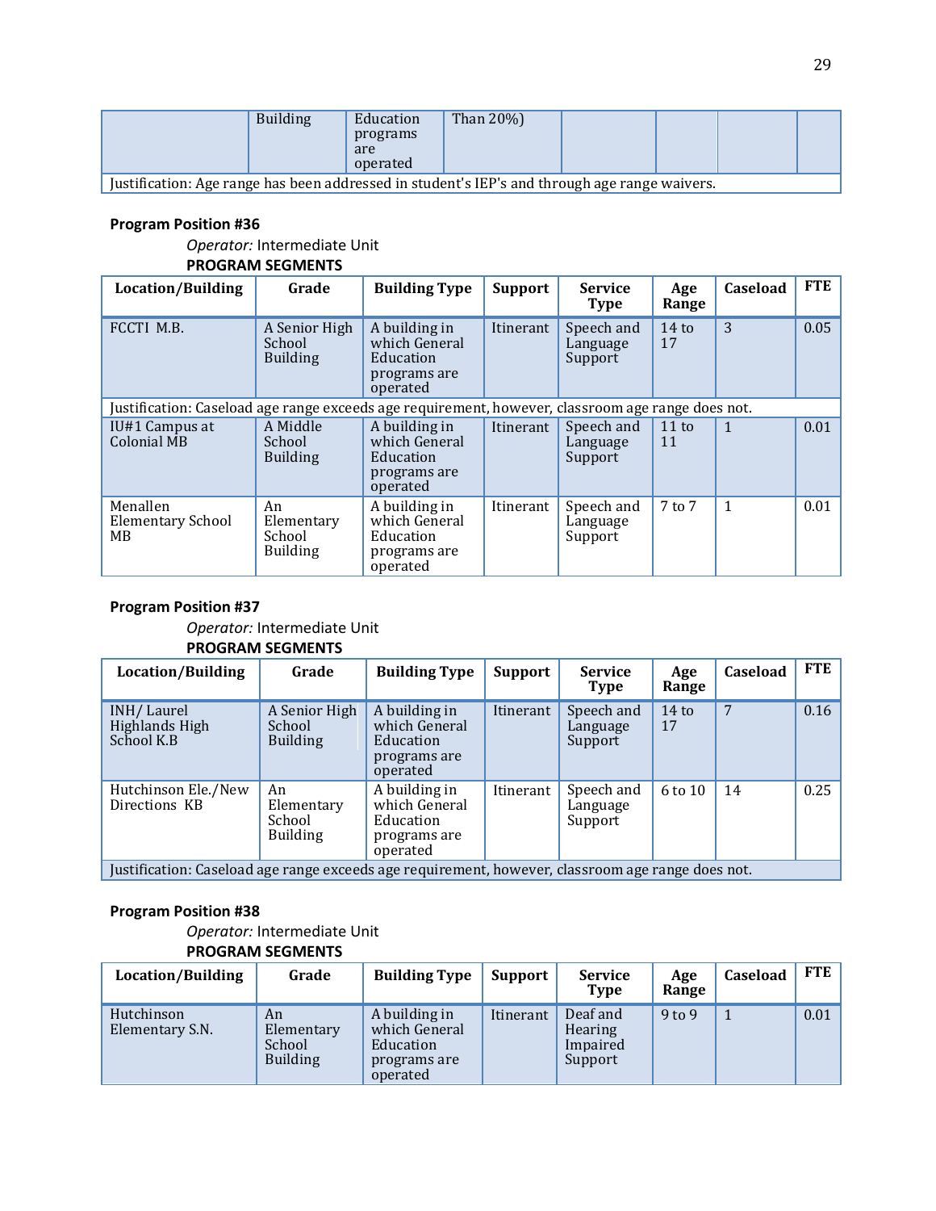| | Building | Education programs are operated | Than 20%) | | | | |
|---|---|---|---|---|---|---|---|
| Justification: Age range has been addressed in student's IEP's and through age range waivers. | | | | | | | |

**Program Position #36**

*Operator:* Intermediate Unit

**PROGRAM SEGMENTS**

| Location/Building | Grade | Building Type | Support | Service Type | Age Range | Caseload | FTE |
|---|---|---|---|---|---|---|---|
| FCCTI M.B. | A Senior High School Building | A building in which General Education programs are operated | Itinerant | Speech and Language Support | 14 to 17 | 3 | 0.05 |
| Justification: Caseload age range exceeds age requirement, however, classroom age range does not. | | | | | | | |
| IU#1 Campus at Colonial MB | A Middle School Building | A building in which General Education programs are operated | Itinerant | Speech and Language Support | 11 to 11 | 1 | 0.01 |
| Menallen Elementary School MB | An Elementary School Building | A building in which General Education programs are operated | Itinerant | Speech and Language Support | 7 to 7 | 1 | 0.01 |

**Program Position #37**

*Operator:* Intermediate Unit

**PROGRAM SEGMENTS**

| Location/Building | Grade | Building Type | Support | Service Type | Age Range | Caseload | FTE |
|---|---|---|---|---|---|---|---|
| INH/ Laurel Highlands High School K.B | A Senior High School Building | A building in which General Education programs are operated | Itinerant | Speech and Language Support | 14 to 17 | 7 | 0.16 |
| Hutchinson Ele./New Directions KB | An Elementary School Building | A building in which General Education programs are operated | Itinerant | Speech and Language Support | 6 to 10 | 14 | 0.25 |
| Justification: Caseload age range exceeds age requirement, however, classroom age range does not. | | | | | | | |

**Program Position #38**

*Operator:* Intermediate Unit

**PROGRAM SEGMENTS**

| Location/Building | Grade | Building Type | Support | Service Type | Age Range | Caseload | FTE |
|---|---|---|---|---|---|---|---|
| Hutchinson Elementary S.N. | An Elementary School Building | A building in which General Education programs are operated | Itinerant | Deaf and Hearing Impaired Support | 9 to 9 | 1 | 0.01 |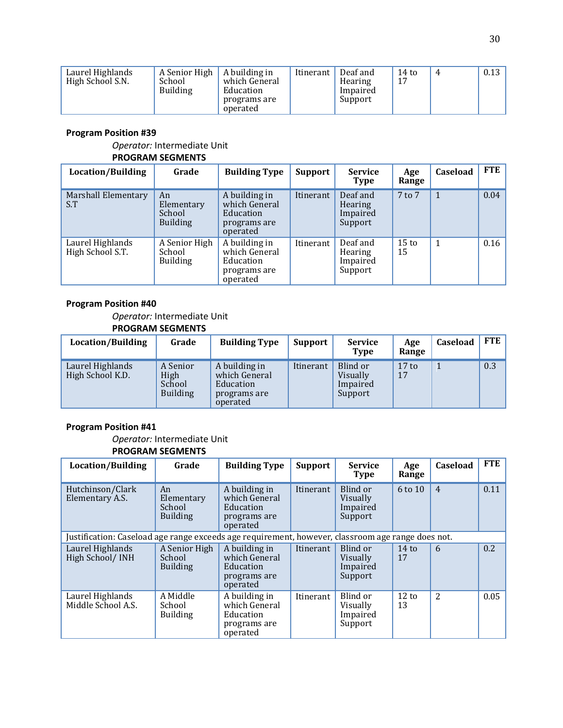| Laurel Highlands High School S.N. | A Senior High School Building | A building in which General Education programs are operated | Itinerant | Deaf and Hearing Impaired Support | 14 to 17 | 4 | 0.13 |
|---|---|---|---|---|---|---|---|

**Program Position #39**

*Operator:* Intermediate Unit

**PROGRAM SEGMENTS**

| Location/Building | Grade | Building Type | Support | Service Type | Age Range | Caseload | FTE |
|---|---|---|---|---|---|---|---|
| Marshall Elementary S.T | An Elementary School Building | A building in which General Education programs are operated | Itinerant | Deaf and Hearing Impaired Support | 7 to 7 | 1 | 0.04 |
| Laurel Highlands High School S.T. | A Senior High School Building | A building in which General Education programs are operated | Itinerant | Deaf and Hearing Impaired Support | 15 to 15 | 1 | 0.16 |

**Program Position #40**

*Operator:* Intermediate Unit

**PROGRAM SEGMENTS**

| Location/Building | Grade | Building Type | Support | Service Type | Age Range | Caseload | FTE |
|---|---|---|---|---|---|---|---|
| Laurel Highlands High School K.D. | A Senior High School Building | A building in which General Education programs are operated | Itinerant | Blind or Visually Impaired Support | 17 to 17 | 1 | 0.3 |

**Program Position #41**

*Operator:* Intermediate Unit

**PROGRAM SEGMENTS**

| Location/Building | Grade | Building Type | Support | Service Type | Age Range | Caseload | FTE |
|---|---|---|---|---|---|---|---|
| Hutchinson/Clark Elementary A.S. | An Elementary School Building | A building in which General Education programs are operated | Itinerant | Blind or Visually Impaired Support | 6 to 10 | 4 | 0.11 |
| Justification: Caseload age range exceeds age requirement, however, classroom age range does not. | | | | | | | |
| Laurel Highlands High School/ INH | A Senior High School Building | A building in which General Education programs are operated | Itinerant | Blind or Visually Impaired Support | 14 to 17 | 6 | 0.2 |
| Laurel Highlands Middle School A.S. | A Middle School Building | A building in which General Education programs are operated | Itinerant | Blind or Visually Impaired Support | 12 to 13 | 2 | 0.05 |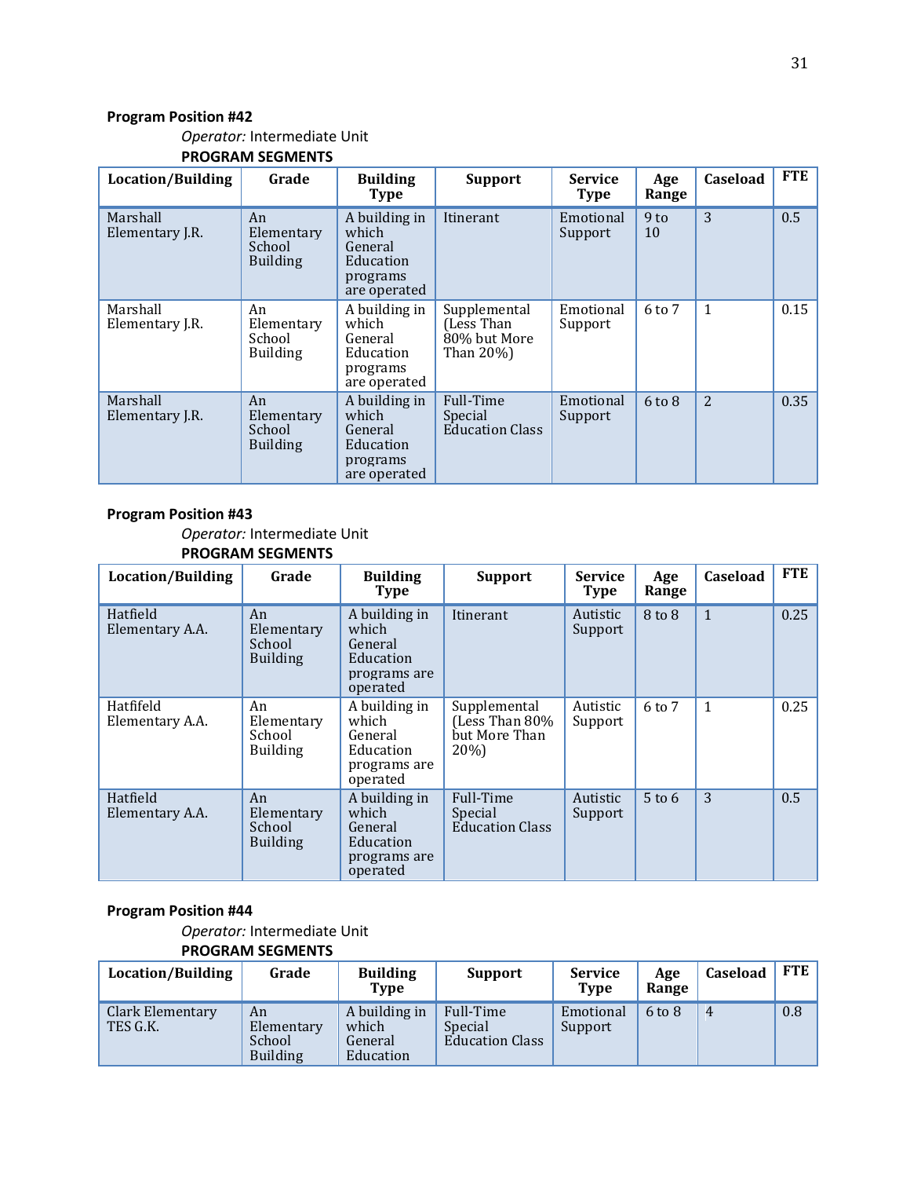**Program Position #42**

*Operator:* Intermediate Unit

**PROGRAM SEGMENTS**

| Location/Building | Grade | Building Type | Support | Service Type | Age Range | Caseload | FTE |
|---|---|---|---|---|---|---|---|
| Marshall Elementary J.R. | An Elementary School Building | A building in which General Education programs are operated | Itinerant | Emotional Support | 9 to 10 | 3 | 0.5 |
| Marshall Elementary J.R. | An Elementary School Building | A building in which General Education programs are operated | Supplemental (Less Than 80% but More Than 20%) | Emotional Support | 6 to 7 | 1 | 0.15 |
| Marshall Elementary J.R. | An Elementary School Building | A building in which General Education programs are operated | Full-Time Special Education Class | Emotional Support | 6 to 8 | 2 | 0.35 |

**Program Position #43**

*Operator:* Intermediate Unit

**PROGRAM SEGMENTS**

| Location/Building | Grade | Building Type | Support | Service Type | Age Range | Caseload | FTE |
|---|---|---|---|---|---|---|---|
| Hatfield Elementary A.A. | An Elementary School Building | A building in which General Education programs are operated | Itinerant | Autistic Support | 8 to 8 | 1 | 0.25 |
| Hatfifeld Elementary A.A. | An Elementary School Building | A building in which General Education programs are operated | Supplemental (Less Than 80% but More Than 20%) | Autistic Support | 6 to 7 | 1 | 0.25 |
| Hatfield Elementary A.A. | An Elementary School Building | A building in which General Education programs are operated | Full-Time Special Education Class | Autistic Support | 5 to 6 | 3 | 0.5 |

**Program Position #44**

*Operator:* Intermediate Unit

**PROGRAM SEGMENTS**

| Location/Building | Grade | Building Type | Support | Service Type | Age Range | Caseload | FTE |
|---|---|---|---|---|---|---|---|
| Clark Elementary TES G.K. | An Elementary School Building | A building in which General Education | Full-Time Special Education Class | Emotional Support | 6 to 8 | 4 | 0.8 |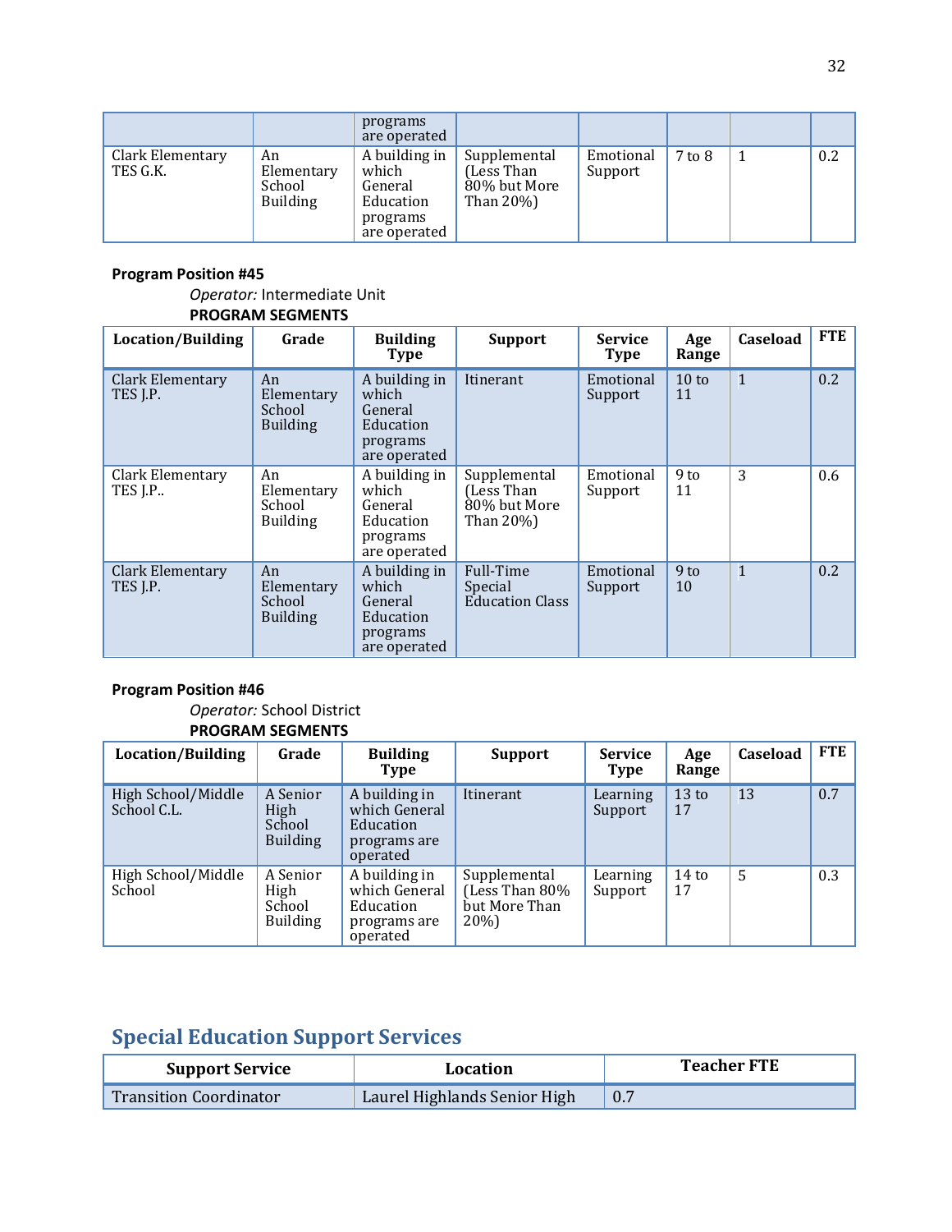| | | programs are operated | | | | | |
|---|---|---|---|---|---|---|---|
| Clark Elementary TES G.K. | An Elementary School Building | A building in which General Education programs are operated | Supplemental (Less Than 80% but More Than 20%) | Emotional Support | 7 to 8 | 1 | 0.2 |

**Program Position #45**

*Operator:* Intermediate Unit

**PROGRAM SEGMENTS**

| Location/Building | Grade | Building Type | Support | Service Type | Age Range | Caseload | FTE |
|---|---|---|---|---|---|---|---|
| Clark Elementary TES J.P. | An Elementary School Building | A building in which General Education programs are operated | Itinerant | Emotional Support | 10 to 11 | 1 | 0.2 |
| Clark Elementary TES J.P.. | An Elementary School Building | A building in which General Education programs are operated | Supplemental (Less Than 80% but More Than 20%) | Emotional Support | 9 to 11 | 3 | 0.6 |
| Clark Elementary TES J.P. | An Elementary School Building | A building in which General Education programs are operated | Full-Time Special Education Class | Emotional Support | 9 to 10 | 1 | 0.2 |

**Program Position #46**

*Operator:* School District

**PROGRAM SEGMENTS**

| Location/Building | Grade | Building Type | Support | Service Type | Age Range | Caseload | FTE |
|---|---|---|---|---|---|---|---|
| High School/Middle School C.L. | A Senior High School Building | A building in which General Education programs are operated | Itinerant | Learning Support | 13 to 17 | 13 | 0.7 |
| High School/Middle School | A Senior High School Building | A building in which General Education programs are operated | Supplemental (Less Than 80% but More Than 20%) | Learning Support | 14 to 17 | 5 | 0.3 |

## Special Education Support Services

| Support Service | Location | Teacher FTE |
|---|---|---|
| Transition Coordinator | Laurel Highlands Senior High | 0.7 |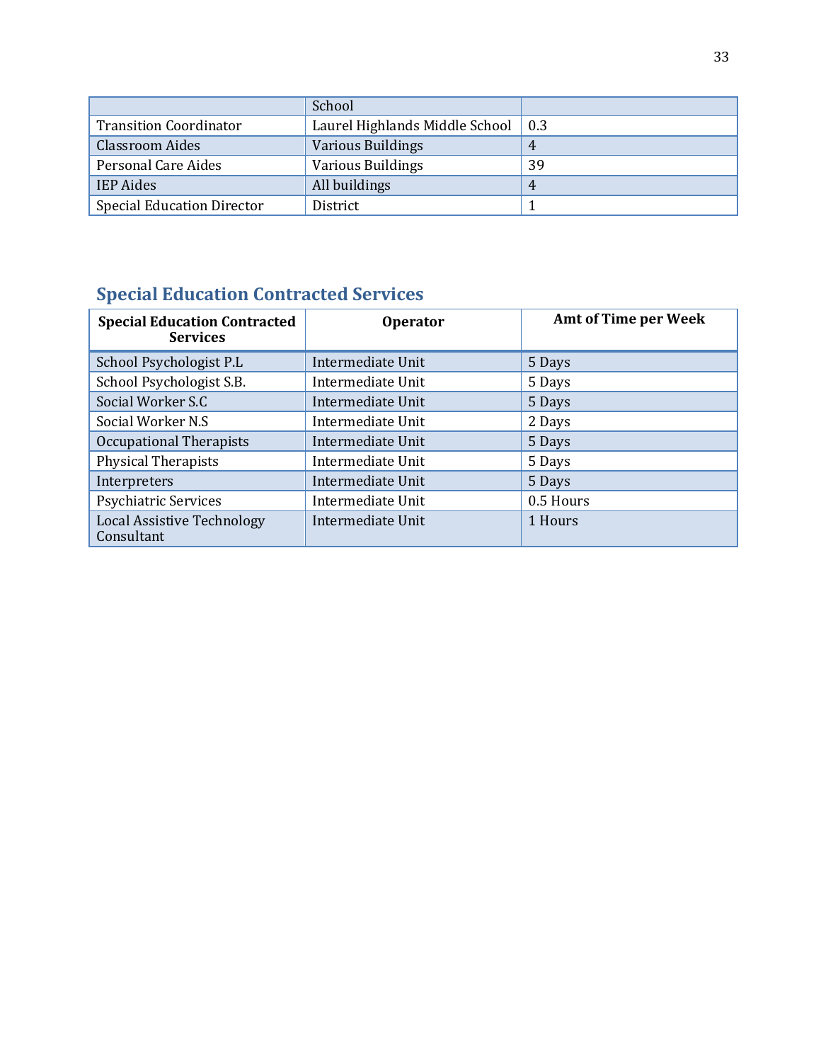| | School | |
|---|---|---|
| Transition Coordinator | Laurel Highlands Middle School | 0.3 |
| Classroom Aides | Various Buildings | 4 |
| Personal Care Aides | Various Buildings | 39 |
| IEP Aides | All buildings | 4 |
| Special Education Director | District | 1 |

## Special Education Contracted Services

| Special Education Contracted Services | Operator | Amt of Time per Week |
|---|---|---|
| School Psychologist P.L | Intermediate Unit | 5 Days |
| School Psychologist S.B. | Intermediate Unit | 5 Days |
| Social Worker S.C | Intermediate Unit | 5 Days |
| Social Worker N.S | Intermediate Unit | 2 Days |
| Occupational Therapists | Intermediate Unit | 5 Days |
| Physical Therapists | Intermediate Unit | 5 Days |
| Interpreters | Intermediate Unit | 5 Days |
| Psychiatric Services | Intermediate Unit | 0.5 Hours |
| Local Assistive Technology Consultant | Intermediate Unit | 1 Hours |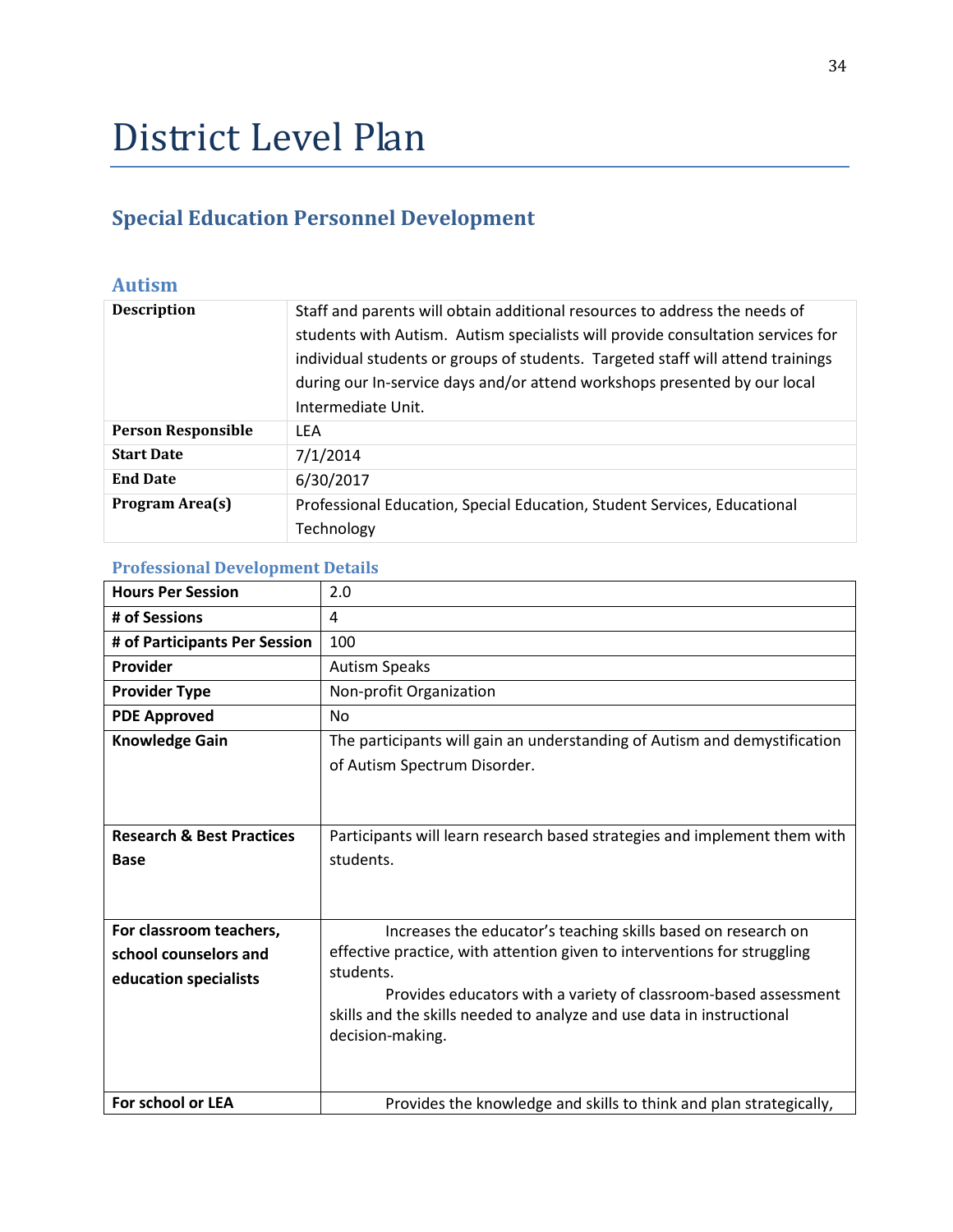# District Level Plan

## Special Education Personnel Development

### Autism

| | |
|---|---|
| **Description** | Staff and parents will obtain additional resources to address the needs of students with Autism. Autism specialists will provide consultation services for individual students or groups of students. Targeted staff will attend trainings during our In-service days and/or attend workshops presented by our local Intermediate Unit. |
| **Person Responsible** | LEA |
| **Start Date** | 7/1/2014 |
| **End Date** | 6/30/2017 |
| **Program Area(s)** | Professional Education, Special Education, Student Services, Educational Technology |

#### Professional Development Details

| | |
|---|---|
| **Hours Per Session** | 2.0 |
| **# of Sessions** | 4 |
| **# of Participants Per Session** | 100 |
| **Provider** | Autism Speaks |
| **Provider Type** | Non-profit Organization |
| **PDE Approved** | No |
| **Knowledge Gain** | The participants will gain an understanding of Autism and demystification of Autism Spectrum Disorder. |
| **Research & Best Practices Base** | Participants will learn research based strategies and implement them with students. |
| **For classroom teachers, school counselors and education specialists** | Increases the educator's teaching skills based on research on effective practice, with attention given to interventions for struggling students. Provides educators with a variety of classroom-based assessment skills and the skills needed to analyze and use data in instructional decision-making. |
| **For school or LEA** | Provides the knowledge and skills to think and plan strategically, |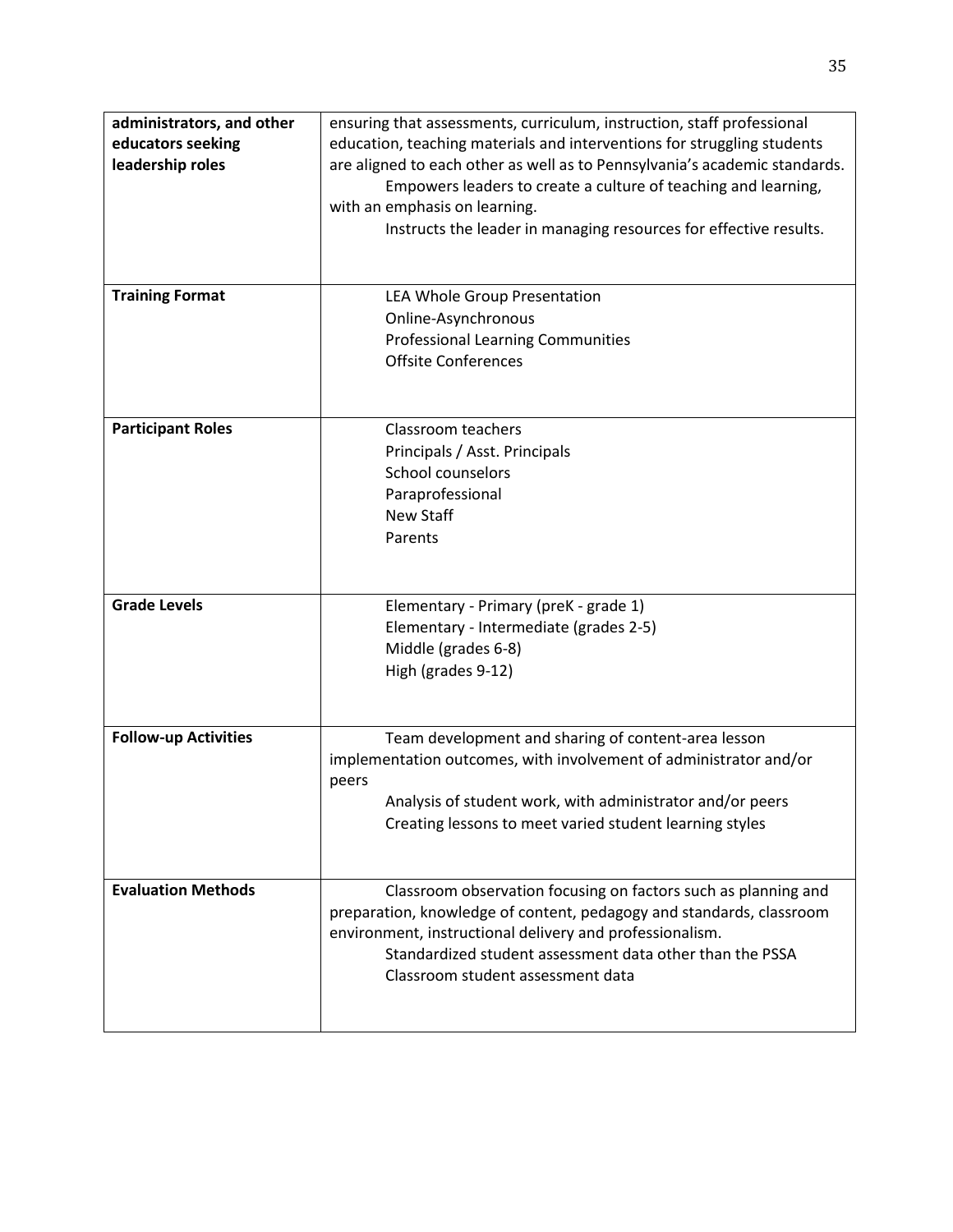| administrators, and other educators seeking leadership roles | ensuring that assessments, curriculum, instruction, staff professional education, teaching materials and interventions for struggling students are aligned to each other as well as to Pennsylvania's academic standards.<br>Empowers leaders to create a culture of teaching and learning, with an emphasis on learning.<br>Instructs the leader in managing resources for effective results. |
|---|---|
| **Training Format** | LEA Whole Group Presentation<br>Online-Asynchronous<br>Professional Learning Communities<br>Offsite Conferences |
| **Participant Roles** | Classroom teachers<br>Principals / Asst. Principals<br>School counselors<br>Paraprofessional<br>New Staff<br>Parents |
| **Grade Levels** | Elementary - Primary (preK - grade 1)<br>Elementary - Intermediate (grades 2-5)<br>Middle (grades 6-8)<br>High (grades 9-12) |
| **Follow-up Activities** | Team development and sharing of content-area lesson implementation outcomes, with involvement of administrator and/or peers<br>Analysis of student work, with administrator and/or peers<br>Creating lessons to meet varied student learning styles |
| **Evaluation Methods** | Classroom observation focusing on factors such as planning and preparation, knowledge of content, pedagogy and standards, classroom environment, instructional delivery and professionalism.<br>Standardized student assessment data other than the PSSA<br>Classroom student assessment data |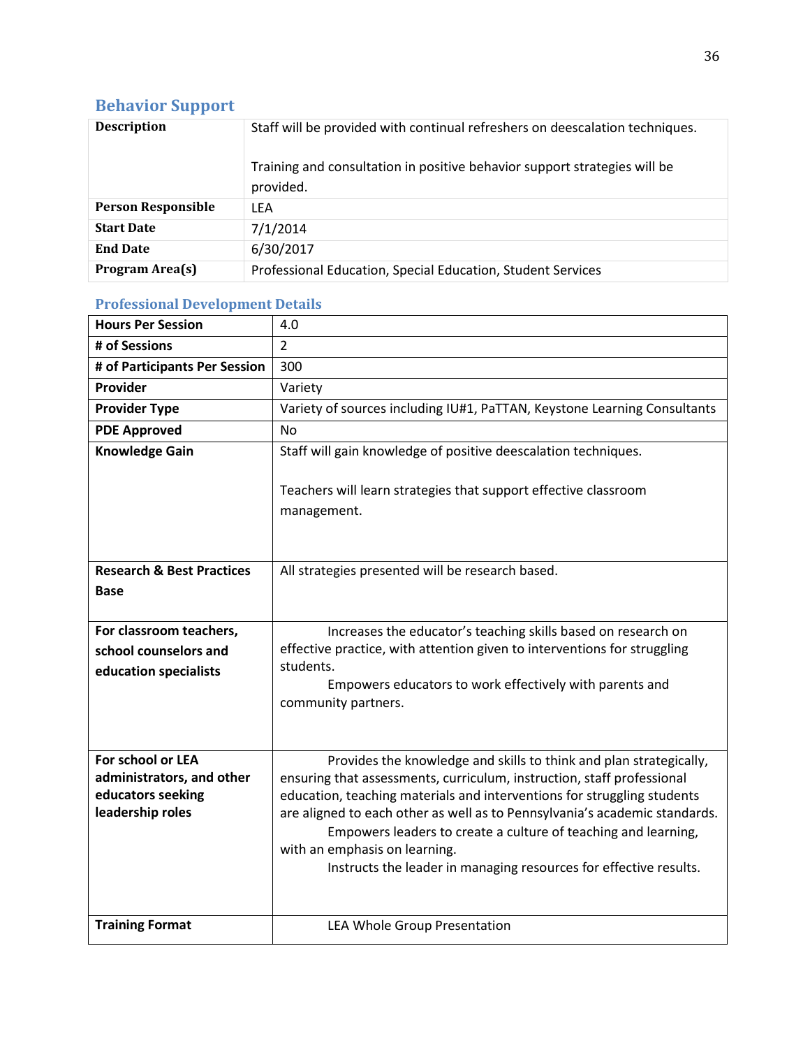## Behavior Support

| | |
|---|---|
| **Description** | Staff will be provided with continual refreshers on deescalation techniques.<br><br>Training and consultation in positive behavior support strategies will be provided. |
| **Person Responsible** | LEA |
| **Start Date** | 7/1/2014 |
| **End Date** | 6/30/2017 |
| **Program Area(s)** | Professional Education, Special Education, Student Services |

### Professional Development Details

| | |
|---|---|
| **Hours Per Session** | 4.0 |
| **# of Sessions** | 2 |
| **# of Participants Per Session** | 300 |
| **Provider** | Variety |
| **Provider Type** | Variety of sources including IU#1, PaTTAN, Keystone Learning Consultants |
| **PDE Approved** | No |
| **Knowledge Gain** | Staff will gain knowledge of positive deescalation techniques.<br><br>Teachers will learn strategies that support effective classroom management. |
| **Research & Best Practices Base** | All strategies presented will be research based. |
| **For classroom teachers, school counselors and education specialists** | Increases the educator's teaching skills based on research on effective practice, with attention given to interventions for struggling students.<br>Empowers educators to work effectively with parents and community partners. |
| **For school or LEA administrators, and other educators seeking leadership roles** | Provides the knowledge and skills to think and plan strategically, ensuring that assessments, curriculum, instruction, staff professional education, teaching materials and interventions for struggling students are aligned to each other as well as to Pennsylvania's academic standards.<br>Empowers leaders to create a culture of teaching and learning, with an emphasis on learning.<br>Instructs the leader in managing resources for effective results. |
| **Training Format** | LEA Whole Group Presentation |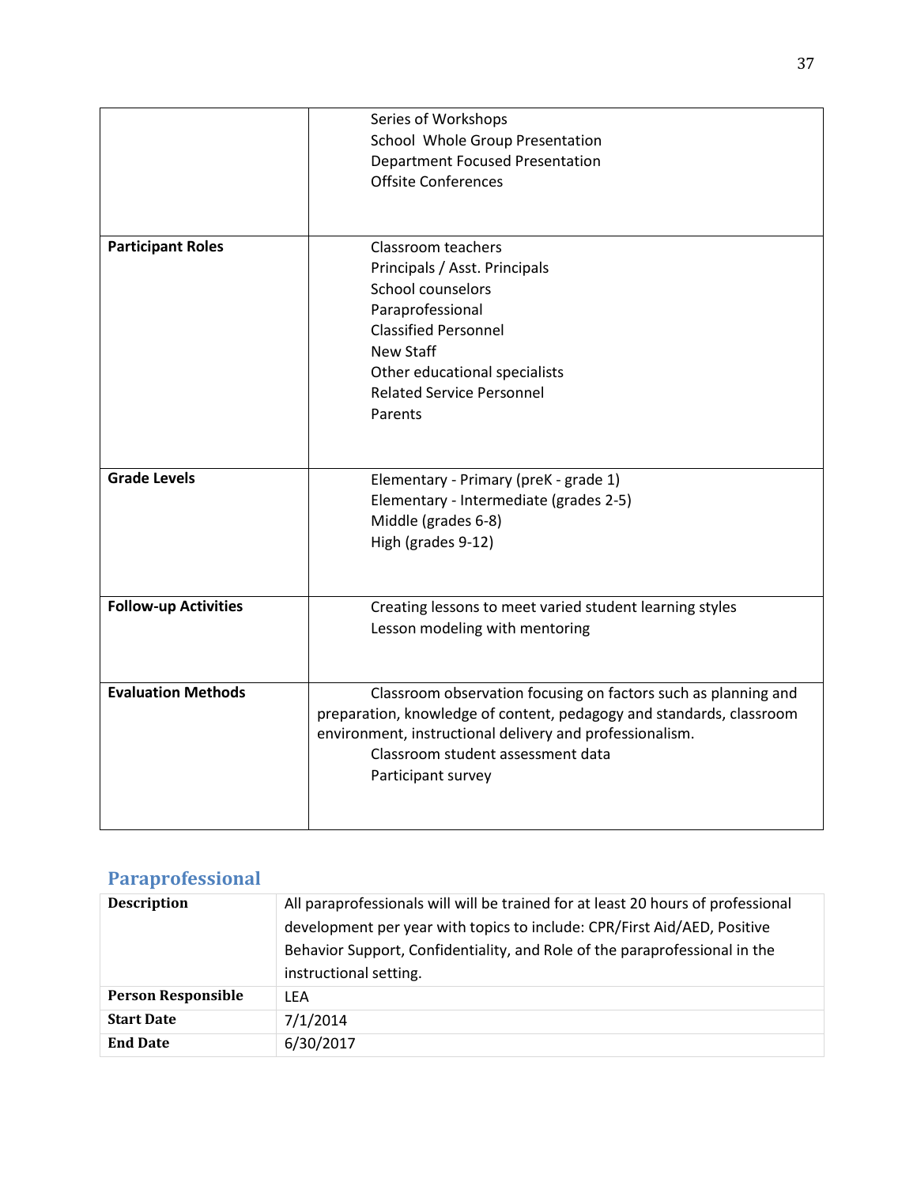| | |
|---|---|
| | Series of Workshops<br>School Whole Group Presentation<br>Department Focused Presentation<br>Offsite Conferences |
| **Participant Roles** | Classroom teachers<br>Principals / Asst. Principals<br>School counselors<br>Paraprofessional<br>Classified Personnel<br>New Staff<br>Other educational specialists<br>Related Service Personnel<br>Parents |
| **Grade Levels** | Elementary - Primary (preK - grade 1)<br>Elementary - Intermediate (grades 2-5)<br>Middle (grades 6-8)<br>High (grades 9-12) |
| **Follow-up Activities** | Creating lessons to meet varied student learning styles<br>Lesson modeling with mentoring |
| **Evaluation Methods** | Classroom observation focusing on factors such as planning and preparation, knowledge of content, pedagogy and standards, classroom environment, instructional delivery and professionalism.<br>Classroom student assessment data<br>Participant survey |

## Paraprofessional

| | |
|---|---|
| **Description** | All paraprofessionals will will be trained for at least 20 hours of professional development per year with topics to include: CPR/First Aid/AED, Positive Behavior Support, Confidentiality, and Role of the paraprofessional in the instructional setting. |
| **Person Responsible** | LEA |
| **Start Date** | 7/1/2014 |
| **End Date** | 6/30/2017 |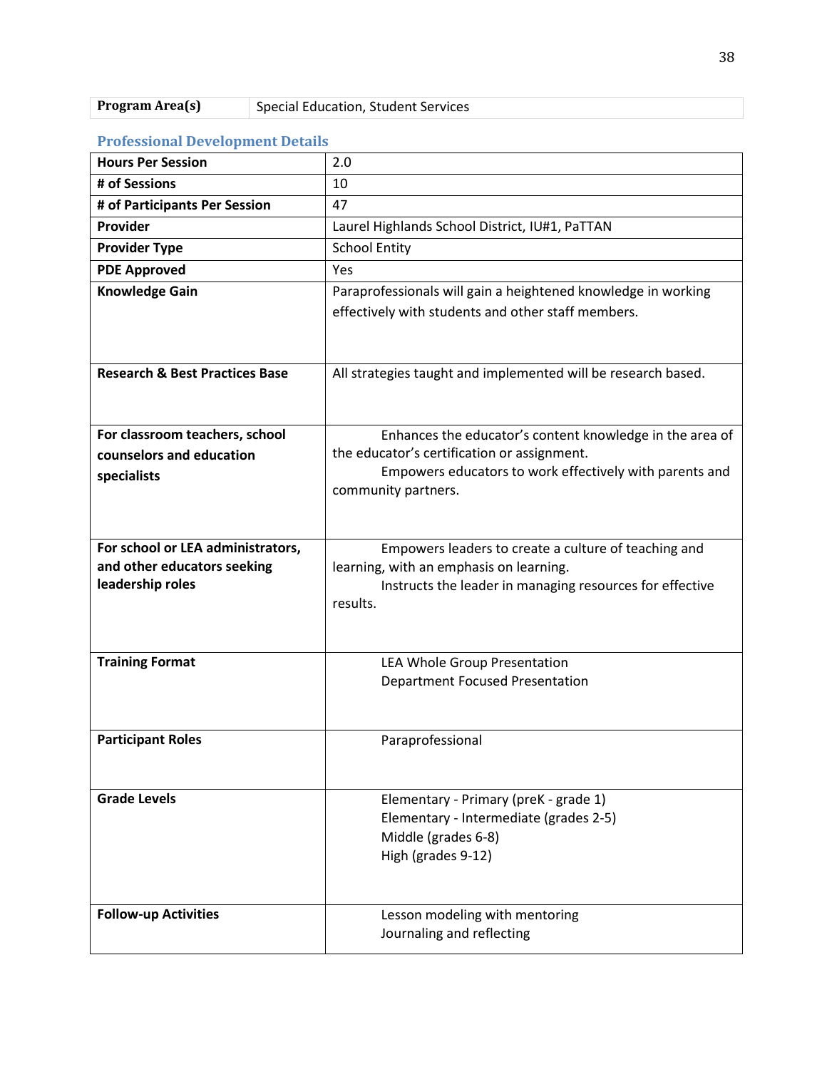| Program Area(s) | Special Education, Student Services |
|---|---|

### Professional Development Details

| Hours Per Session | 2.0 |
|---|---|
| # of Sessions | 10 |
| # of Participants Per Session | 47 |
| Provider | Laurel Highlands School District, IU#1, PaTTAN |
| Provider Type | School Entity |
| PDE Approved | Yes |
| Knowledge Gain | Paraprofessionals will gain a heightened knowledge in working effectively with students and other staff members. |
| Research & Best Practices Base | All strategies taught and implemented will be research based. |
| For classroom teachers, school counselors and education specialists | Enhances the educator's content knowledge in the area of the educator's certification or assignment.<br>Empowers educators to work effectively with parents and community partners. |
| For school or LEA administrators, and other educators seeking leadership roles | Empowers leaders to create a culture of teaching and learning, with an emphasis on learning.<br>Instructs the leader in managing resources for effective results. |
| Training Format | LEA Whole Group Presentation<br>Department Focused Presentation |
| Participant Roles | Paraprofessional |
| Grade Levels | Elementary - Primary (preK - grade 1)<br>Elementary - Intermediate (grades 2-5)<br>Middle (grades 6-8)<br>High (grades 9-12) |
| Follow-up Activities | Lesson modeling with mentoring<br>Journaling and reflecting |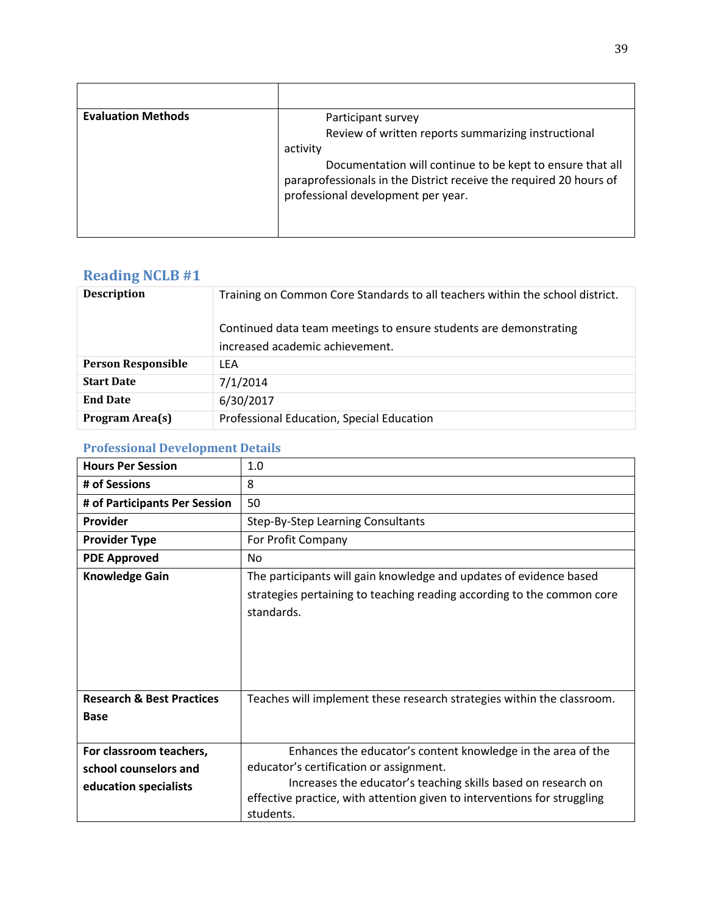| | |
|---|---|
| **Evaluation Methods** | Participant survey<br>Review of written reports summarizing instructional activity<br>Documentation will continue to be kept to ensure that all paraprofessionals in the District receive the required 20 hours of professional development per year. |

## Reading NCLB #1

| | |
|---|---|
| **Description** | Training on Common Core Standards to all teachers within the school district.<br><br>Continued data team meetings to ensure students are demonstrating increased academic achievement. |
| **Person Responsible** | LEA |
| **Start Date** | 7/1/2014 |
| **End Date** | 6/30/2017 |
| **Program Area(s)** | Professional Education, Special Education |

### Professional Development Details

| | |
|---|---|
| **Hours Per Session** | 1.0 |
| **# of Sessions** | 8 |
| **# of Participants Per Session** | 50 |
| **Provider** | Step-By-Step Learning Consultants |
| **Provider Type** | For Profit Company |
| **PDE Approved** | No |
| **Knowledge Gain** | The participants will gain knowledge and updates of evidence based strategies pertaining to teaching reading according to the common core standards. |
| **Research & Best Practices Base** | Teaches will implement these research strategies within the classroom. |
| **For classroom teachers, school counselors and education specialists** | Enhances the educator's content knowledge in the area of the educator's certification or assignment.<br>Increases the educator's teaching skills based on research on effective practice, with attention given to interventions for struggling students. |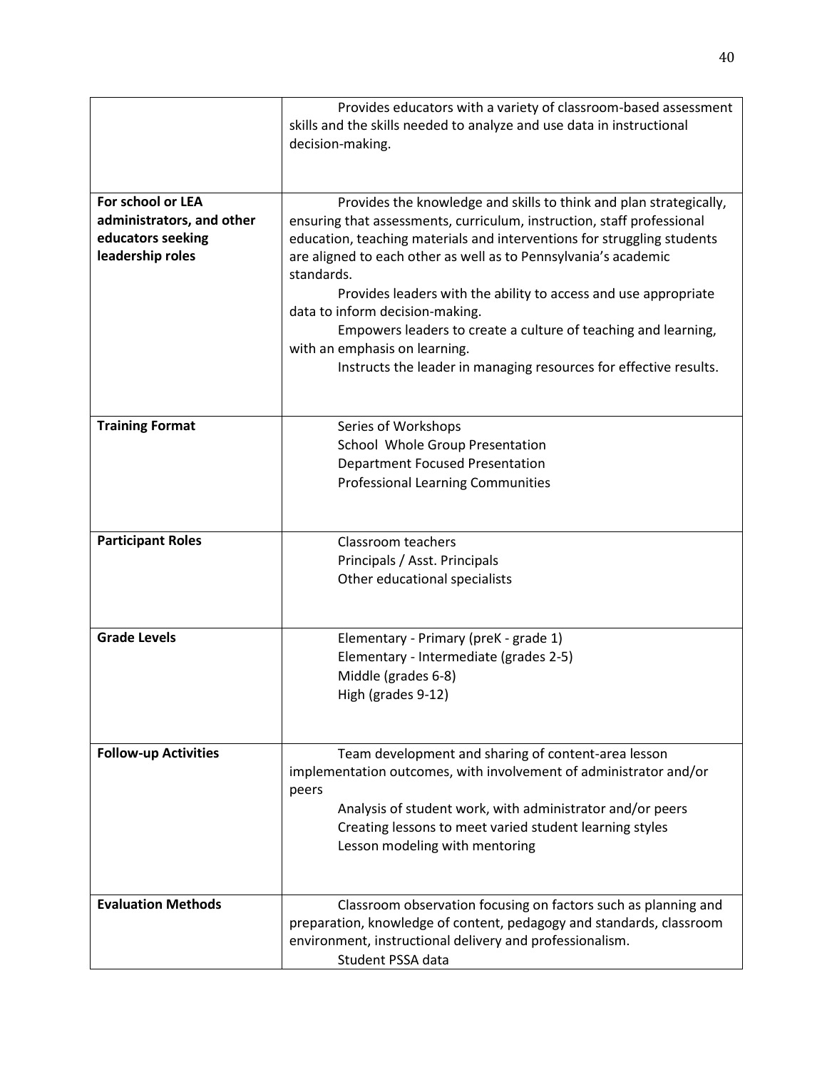| | |
|---|---|
| | Provides educators with a variety of classroom-based assessment skills and the skills needed to analyze and use data in instructional decision-making. |
| **For school or LEA administrators, and other educators seeking leadership roles** | Provides the knowledge and skills to think and plan strategically, ensuring that assessments, curriculum, instruction, staff professional education, teaching materials and interventions for struggling students are aligned to each other as well as to Pennsylvania's academic standards.<br>Provides leaders with the ability to access and use appropriate data to inform decision-making.<br>Empowers leaders to create a culture of teaching and learning, with an emphasis on learning.<br>Instructs the leader in managing resources for effective results. |
| **Training Format** | Series of Workshops<br>School Whole Group Presentation<br>Department Focused Presentation<br>Professional Learning Communities |
| **Participant Roles** | Classroom teachers<br>Principals / Asst. Principals<br>Other educational specialists |
| **Grade Levels** | Elementary - Primary (preK - grade 1)<br>Elementary - Intermediate (grades 2-5)<br>Middle (grades 6-8)<br>High (grades 9-12) |
| **Follow-up Activities** | Team development and sharing of content-area lesson implementation outcomes, with involvement of administrator and/or peers<br>Analysis of student work, with administrator and/or peers<br>Creating lessons to meet varied student learning styles<br>Lesson modeling with mentoring |
| **Evaluation Methods** | Classroom observation focusing on factors such as planning and preparation, knowledge of content, pedagogy and standards, classroom environment, instructional delivery and professionalism.<br>Student PSSA data |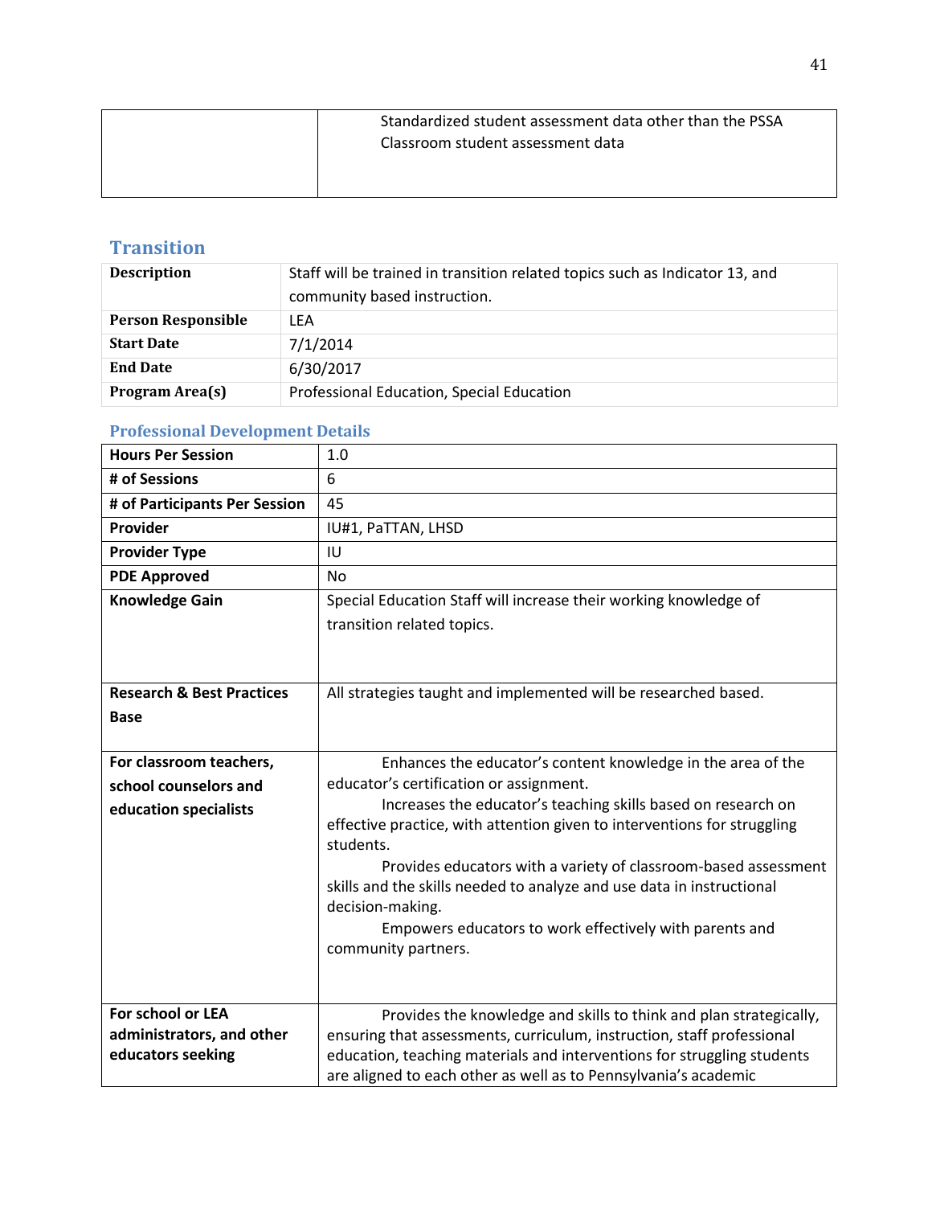| | |
|---|---|
| | Standardized student assessment data other than the PSSA<br>Classroom student assessment data |

## Transition

| | |
|---|---|
| **Description** | Staff will be trained in transition related topics such as Indicator 13, and community based instruction. |
| **Person Responsible** | LEA |
| **Start Date** | 7/1/2014 |
| **End Date** | 6/30/2017 |
| **Program Area(s)** | Professional Education, Special Education |

### Professional Development Details

| | |
|---|---|
| **Hours Per Session** | 1.0 |
| **# of Sessions** | 6 |
| **# of Participants Per Session** | 45 |
| **Provider** | IU#1, PaTTAN, LHSD |
| **Provider Type** | IU |
| **PDE Approved** | No |
| **Knowledge Gain** | Special Education Staff will increase their working knowledge of transition related topics. |
| **Research & Best Practices Base** | All strategies taught and implemented will be researched based. |
| **For classroom teachers, school counselors and education specialists** | Enhances the educator's content knowledge in the area of the educator's certification or assignment.<br>Increases the educator's teaching skills based on research on effective practice, with attention given to interventions for struggling students.<br>Provides educators with a variety of classroom-based assessment skills and the skills needed to analyze and use data in instructional decision-making.<br>Empowers educators to work effectively with parents and community partners. |
| **For school or LEA administrators, and other educators seeking** | Provides the knowledge and skills to think and plan strategically, ensuring that assessments, curriculum, instruction, staff professional education, teaching materials and interventions for struggling students are aligned to each other as well as to Pennsylvania's academic |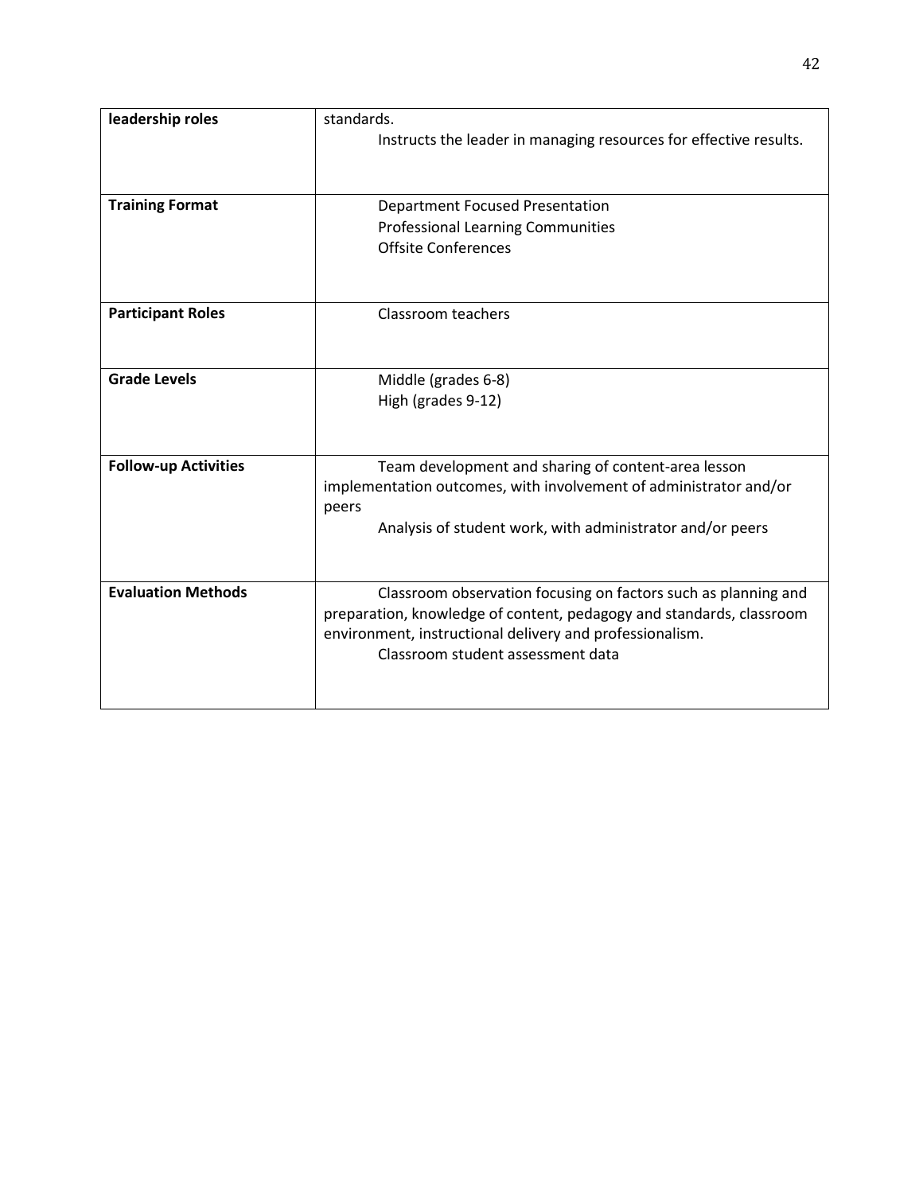| | |
|---|---|
| **leadership roles** | standards.<br>Instructs the leader in managing resources for effective results. |
| **Training Format** | Department Focused Presentation<br>Professional Learning Communities<br>Offsite Conferences |
| **Participant Roles** | Classroom teachers |
| **Grade Levels** | Middle (grades 6-8)<br>High (grades 9-12) |
| **Follow-up Activities** | Team development and sharing of content-area lesson implementation outcomes, with involvement of administrator and/or peers<br>Analysis of student work, with administrator and/or peers |
| **Evaluation Methods** | Classroom observation focusing on factors such as planning and preparation, knowledge of content, pedagogy and standards, classroom environment, instructional delivery and professionalism.<br>Classroom student assessment data |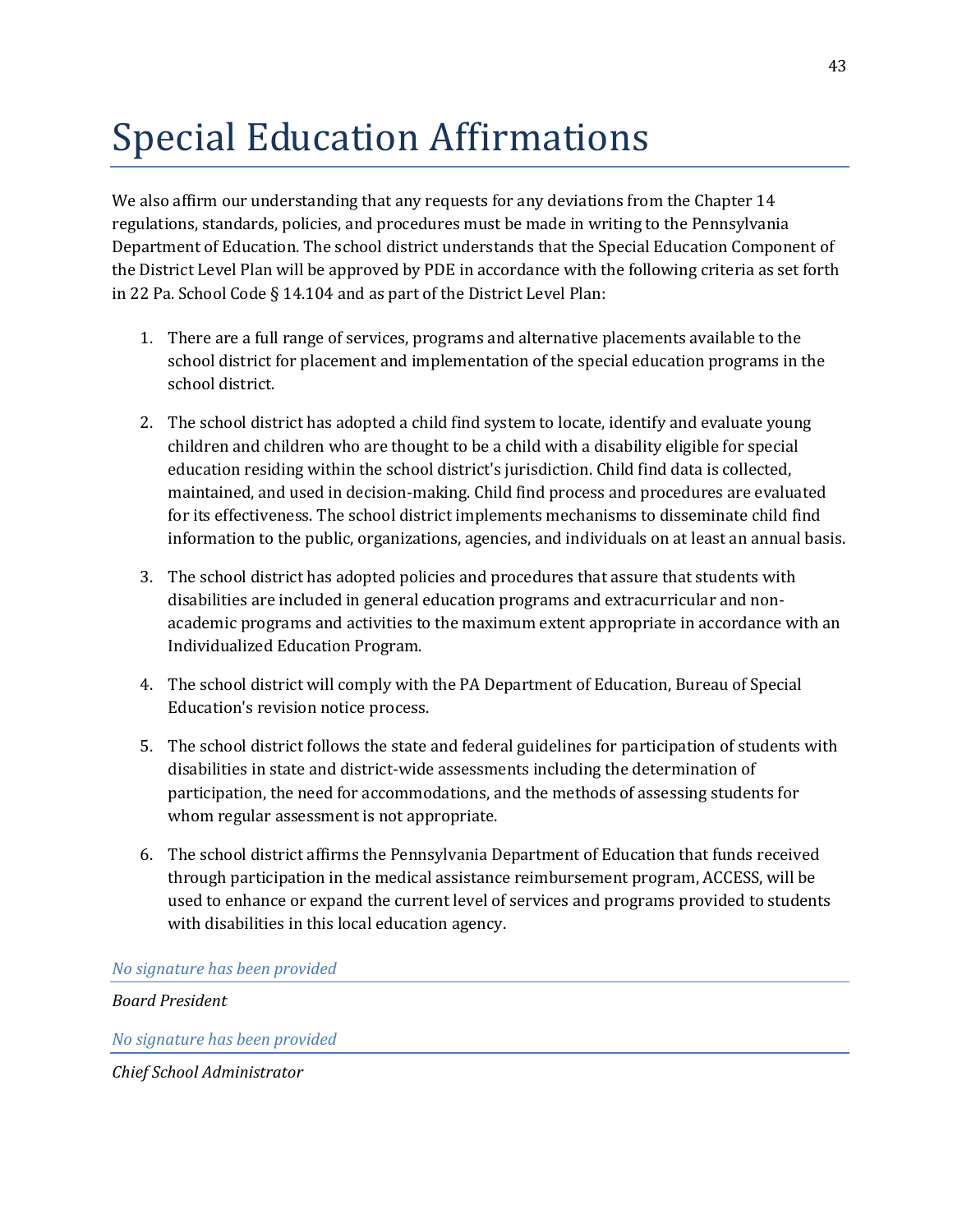# Special Education Affirmations

We also affirm our understanding that any requests for any deviations from the Chapter 14 regulations, standards, policies, and procedures must be made in writing to the Pennsylvania Department of Education. The school district understands that the Special Education Component of the District Level Plan will be approved by PDE in accordance with the following criteria as set forth in 22 Pa. School Code § 14.104 and as part of the District Level Plan:

1. There are a full range of services, programs and alternative placements available to the school district for placement and implementation of the special education programs in the school district.

2. The school district has adopted a child find system to locate, identify and evaluate young children and children who are thought to be a child with a disability eligible for special education residing within the school district's jurisdiction. Child find data is collected, maintained, and used in decision-making. Child find process and procedures are evaluated for its effectiveness. The school district implements mechanisms to disseminate child find information to the public, organizations, agencies, and individuals on at least an annual basis.

3. The school district has adopted policies and procedures that assure that students with disabilities are included in general education programs and extracurricular and non-academic programs and activities to the maximum extent appropriate in accordance with an Individualized Education Program.

4. The school district will comply with the PA Department of Education, Bureau of Special Education's revision notice process.

5. The school district follows the state and federal guidelines for participation of students with disabilities in state and district-wide assessments including the determination of participation, the need for accommodations, and the methods of assessing students for whom regular assessment is not appropriate.

6. The school district affirms the Pennsylvania Department of Education that funds received through participation in the medical assistance reimbursement program, ACCESS, will be used to enhance or expand the current level of services and programs provided to students with disabilities in this local education agency.

*No signature has been provided*

*Board President*

*No signature has been provided*

*Chief School Administrator*